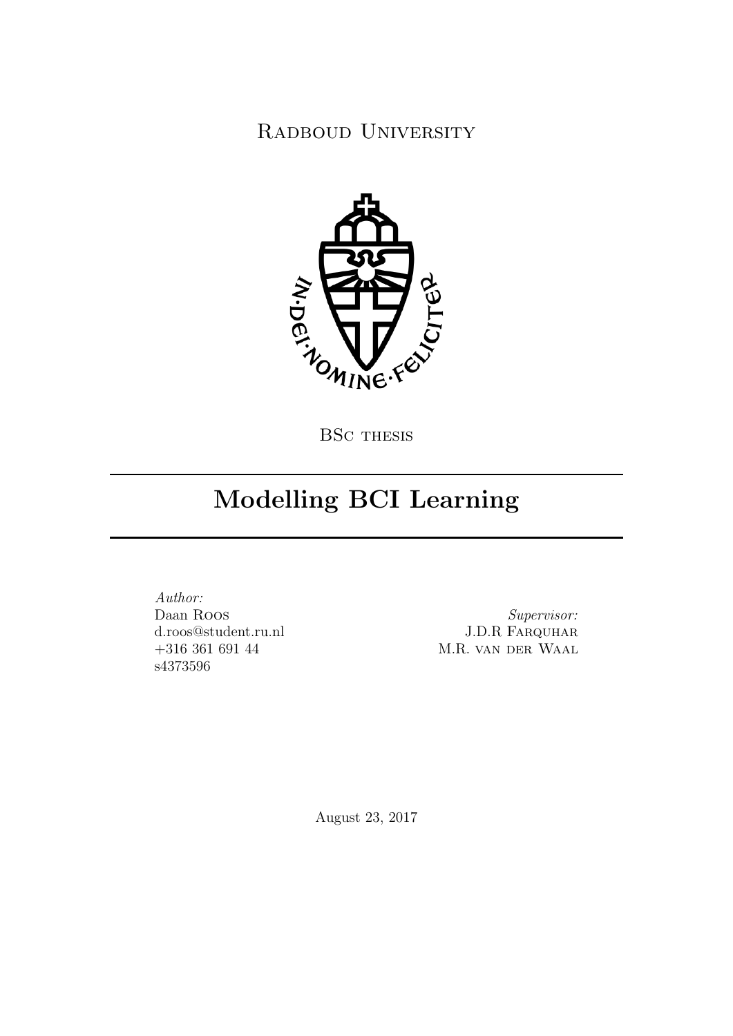Radboud University

BSc thesis

# Modelling BCI Learning

*Author:*
Daan Roos
d.roos@student.ru.nl
+316 361 691 44
s4373596

*Supervisor:*
J.D.R Farquhar
M.R. van der Waal

August 23, 2017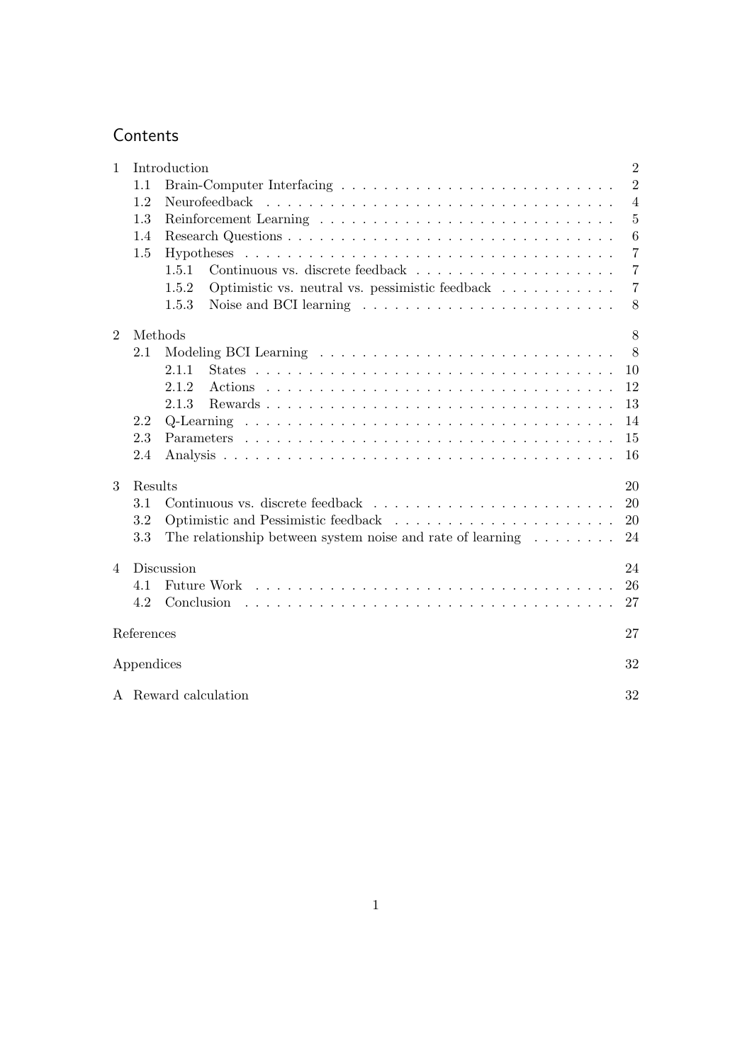# Contents

1 Introduction 2
- 1.1 Brain-Computer Interfacing 2
- 1.2 Neurofeedback 4
- 1.3 Reinforcement Learning 5
- 1.4 Research Questions 6
- 1.5 Hypotheses 7
  - 1.5.1 Continuous vs. discrete feedback 7
  - 1.5.2 Optimistic vs. neutral vs. pessimistic feedback 7
  - 1.5.3 Noise and BCI learning 8

2 Methods 8
- 2.1 Modeling BCI Learning 8
  - 2.1.1 States 10
  - 2.1.2 Actions 12
  - 2.1.3 Rewards 13
- 2.2 Q-Learning 14
- 2.3 Parameters 15
- 2.4 Analysis 16

3 Results 20
- 3.1 Continuous vs. discrete feedback 20
- 3.2 Optimistic and Pessimistic feedback 20
- 3.3 The relationship between system noise and rate of learning 24

4 Discussion 24
- 4.1 Future Work 26
- 4.2 Conclusion 27

References 27

Appendices 32

A Reward calculation 32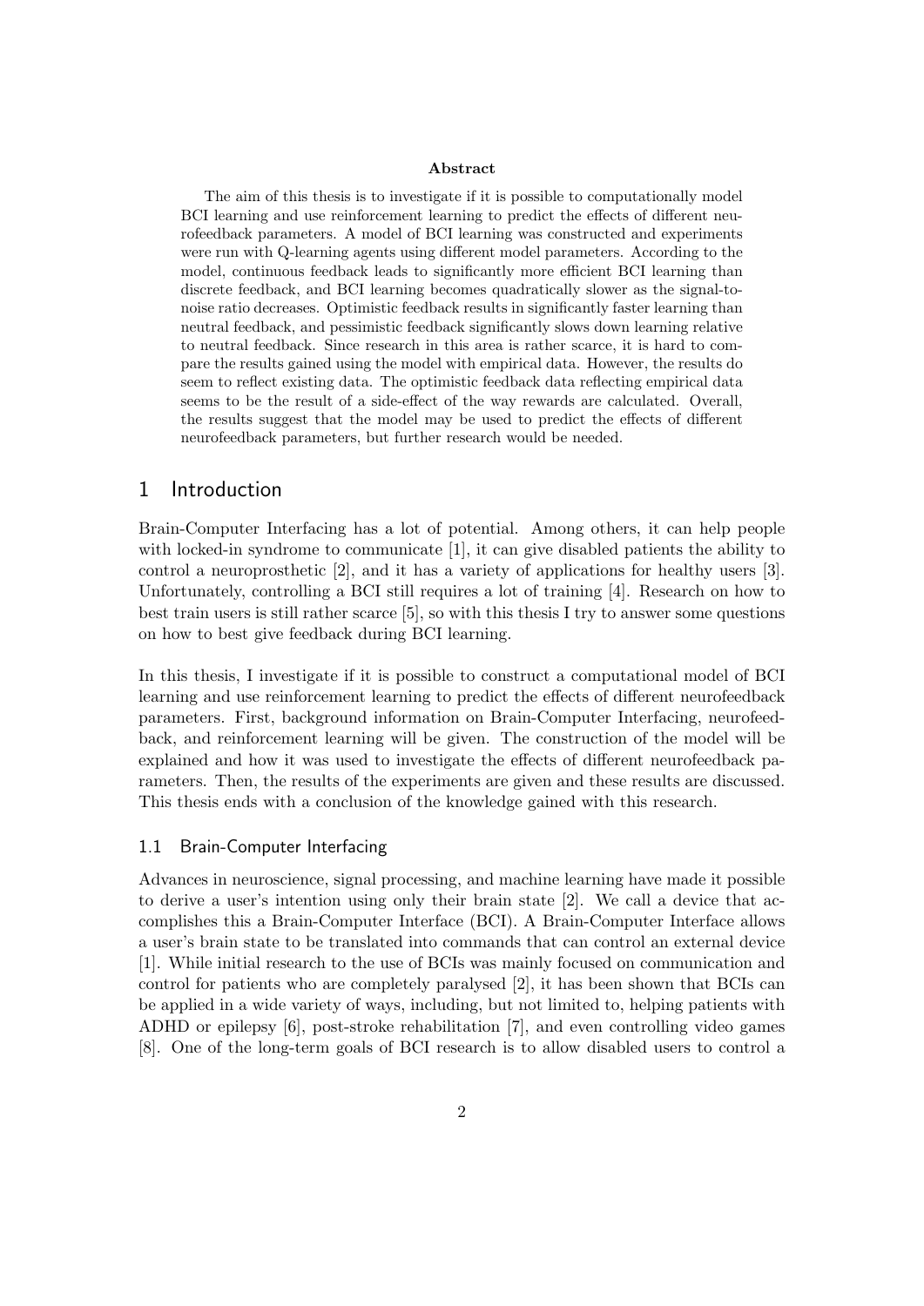**Abstract**

The aim of this thesis is to investigate if it is possible to computationally model BCI learning and use reinforcement learning to predict the effects of different neurofeedback parameters. A model of BCI learning was constructed and experiments were run with Q-learning agents using different model parameters. According to the model, continuous feedback leads to significantly more efficient BCI learning than discrete feedback, and BCI learning becomes quadratically slower as the signal-to-noise ratio decreases. Optimistic feedback results in significantly faster learning than neutral feedback, and pessimistic feedback significantly slows down learning relative to neutral feedback. Since research in this area is rather scarce, it is hard to compare the results gained using the model with empirical data. However, the results do seem to reflect existing data. The optimistic feedback data reflecting empirical data seems to be the result of a side-effect of the way rewards are calculated. Overall, the results suggest that the model may be used to predict the effects of different neurofeedback parameters, but further research would be needed.

# 1 Introduction

Brain-Computer Interfacing has a lot of potential. Among others, it can help people with locked-in syndrome to communicate [1], it can give disabled patients the ability to control a neuroprosthetic [2], and it has a variety of applications for healthy users [3]. Unfortunately, controlling a BCI still requires a lot of training [4]. Research on how to best train users is still rather scarce [5], so with this thesis I try to answer some questions on how to best give feedback during BCI learning.

In this thesis, I investigate if it is possible to construct a computational model of BCI learning and use reinforcement learning to predict the effects of different neurofeedback parameters. First, background information on Brain-Computer Interfacing, neurofeedback, and reinforcement learning will be given. The construction of the model will be explained and how it was used to investigate the effects of different neurofeedback parameters. Then, the results of the experiments are given and these results are discussed. This thesis ends with a conclusion of the knowledge gained with this research.

## 1.1 Brain-Computer Interfacing

Advances in neuroscience, signal processing, and machine learning have made it possible to derive a user's intention using only their brain state [2]. We call a device that accomplishes this a Brain-Computer Interface (BCI). A Brain-Computer Interface allows a user's brain state to be translated into commands that can control an external device [1]. While initial research to the use of BCIs was mainly focused on communication and control for patients who are completely paralysed [2], it has been shown that BCIs can be applied in a wide variety of ways, including, but not limited to, helping patients with ADHD or epilepsy [6], post-stroke rehabilitation [7], and even controlling video games [8]. One of the long-term goals of BCI research is to allow disabled users to control a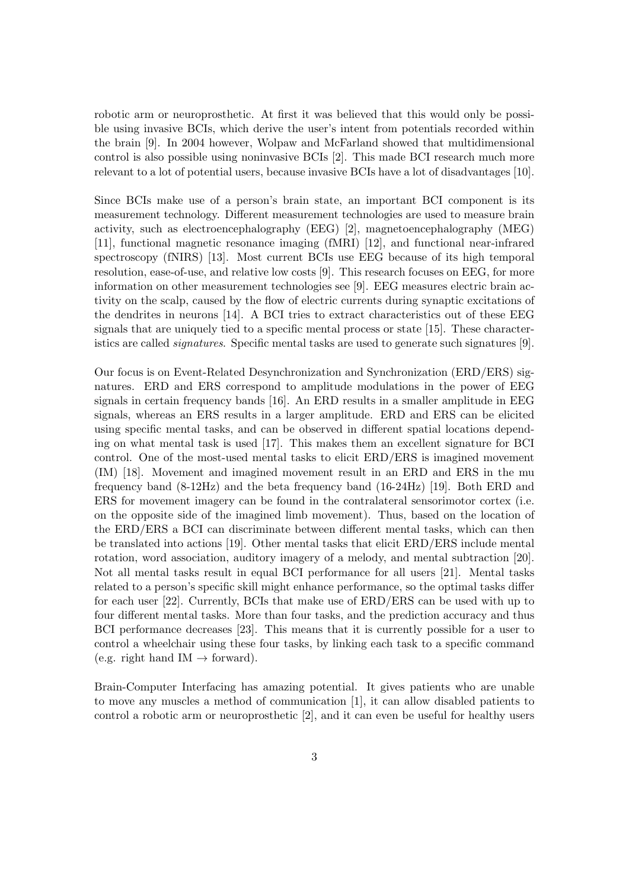robotic arm or neuroprosthetic. At first it was believed that this would only be possible using invasive BCIs, which derive the user's intent from potentials recorded within the brain [9]. In 2004 however, Wolpaw and McFarland showed that multidimensional control is also possible using noninvasive BCIs [2]. This made BCI research much more relevant to a lot of potential users, because invasive BCIs have a lot of disadvantages [10].

Since BCIs make use of a person's brain state, an important BCI component is its measurement technology. Different measurement technologies are used to measure brain activity, such as electroencephalography (EEG) [2], magnetoencephalography (MEG) [11], functional magnetic resonance imaging (fMRI) [12], and functional near-infrared spectroscopy (fNIRS) [13]. Most current BCIs use EEG because of its high temporal resolution, ease-of-use, and relative low costs [9]. This research focuses on EEG, for more information on other measurement technologies see [9]. EEG measures electric brain activity on the scalp, caused by the flow of electric currents during synaptic excitations of the dendrites in neurons [14]. A BCI tries to extract characteristics out of these EEG signals that are uniquely tied to a specific mental process or state [15]. These characteristics are called *signatures*. Specific mental tasks are used to generate such signatures [9].

Our focus is on Event-Related Desynchronization and Synchronization (ERD/ERS) signatures. ERD and ERS correspond to amplitude modulations in the power of EEG signals in certain frequency bands [16]. An ERD results in a smaller amplitude in EEG signals, whereas an ERS results in a larger amplitude. ERD and ERS can be elicited using specific mental tasks, and can be observed in different spatial locations depending on what mental task is used [17]. This makes them an excellent signature for BCI control. One of the most-used mental tasks to elicit ERD/ERS is imagined movement (IM) [18]. Movement and imagined movement result in an ERD and ERS in the mu frequency band (8-12Hz) and the beta frequency band (16-24Hz) [19]. Both ERD and ERS for movement imagery can be found in the contralateral sensorimotor cortex (i.e. on the opposite side of the imagined limb movement). Thus, based on the location of the ERD/ERS a BCI can discriminate between different mental tasks, which can then be translated into actions [19]. Other mental tasks that elicit ERD/ERS include mental rotation, word association, auditory imagery of a melody, and mental subtraction [20]. Not all mental tasks result in equal BCI performance for all users [21]. Mental tasks related to a person's specific skill might enhance performance, so the optimal tasks differ for each user [22]. Currently, BCIs that make use of ERD/ERS can be used with up to four different mental tasks. More than four tasks, and the prediction accuracy and thus BCI performance decreases [23]. This means that it is currently possible for a user to control a wheelchair using these four tasks, by linking each task to a specific command (e.g. right hand IM $\rightarrow$ forward).

Brain-Computer Interfacing has amazing potential. It gives patients who are unable to move any muscles a method of communication [1], it can allow disabled patients to control a robotic arm or neuroprosthetic [2], and it can even be useful for healthy users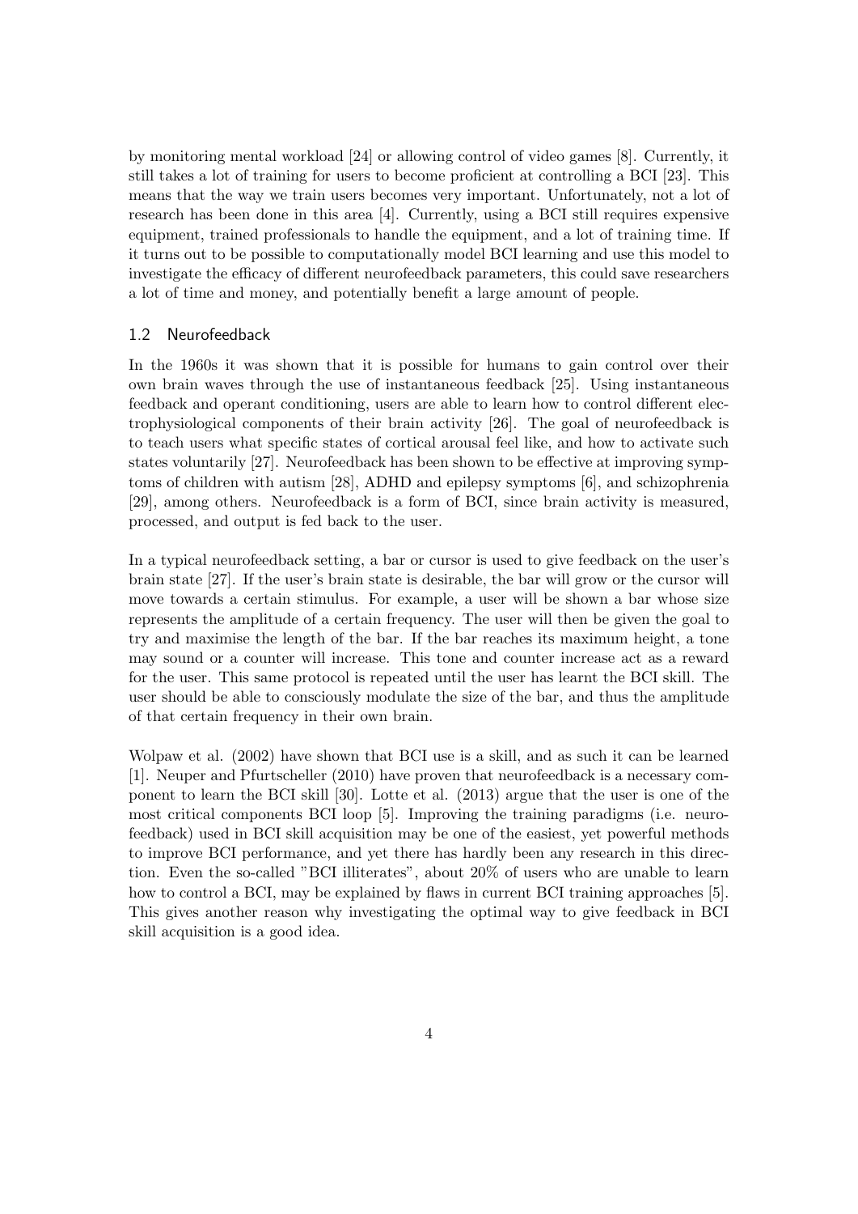by monitoring mental workload [24] or allowing control of video games [8]. Currently, it still takes a lot of training for users to become proficient at controlling a BCI [23]. This means that the way we train users becomes very important. Unfortunately, not a lot of research has been done in this area [4]. Currently, using a BCI still requires expensive equipment, trained professionals to handle the equipment, and a lot of training time. If it turns out to be possible to computationally model BCI learning and use this model to investigate the efficacy of different neurofeedback parameters, this could save researchers a lot of time and money, and potentially benefit a large amount of people.

### 1.2 Neurofeedback

In the 1960s it was shown that it is possible for humans to gain control over their own brain waves through the use of instantaneous feedback [25]. Using instantaneous feedback and operant conditioning, users are able to learn how to control different electrophysiological components of their brain activity [26]. The goal of neurofeedback is to teach users what specific states of cortical arousal feel like, and how to activate such states voluntarily [27]. Neurofeedback has been shown to be effective at improving symptoms of children with autism [28], ADHD and epilepsy symptoms [6], and schizophrenia [29], among others. Neurofeedback is a form of BCI, since brain activity is measured, processed, and output is fed back to the user.

In a typical neurofeedback setting, a bar or cursor is used to give feedback on the user's brain state [27]. If the user's brain state is desirable, the bar will grow or the cursor will move towards a certain stimulus. For example, a user will be shown a bar whose size represents the amplitude of a certain frequency. The user will then be given the goal to try and maximise the length of the bar. If the bar reaches its maximum height, a tone may sound or a counter will increase. This tone and counter increase act as a reward for the user. This same protocol is repeated until the user has learnt the BCI skill. The user should be able to consciously modulate the size of the bar, and thus the amplitude of that certain frequency in their own brain.

Wolpaw et al. (2002) have shown that BCI use is a skill, and as such it can be learned [1]. Neuper and Pfurtscheller (2010) have proven that neurofeedback is a necessary component to learn the BCI skill [30]. Lotte et al. (2013) argue that the user is one of the most critical components BCI loop [5]. Improving the training paradigms (i.e. neurofeedback) used in BCI skill acquisition may be one of the easiest, yet powerful methods to improve BCI performance, and yet there has hardly been any research in this direction. Even the so-called "BCI illiterates", about 20% of users who are unable to learn how to control a BCI, may be explained by flaws in current BCI training approaches [5]. This gives another reason why investigating the optimal way to give feedback in BCI skill acquisition is a good idea.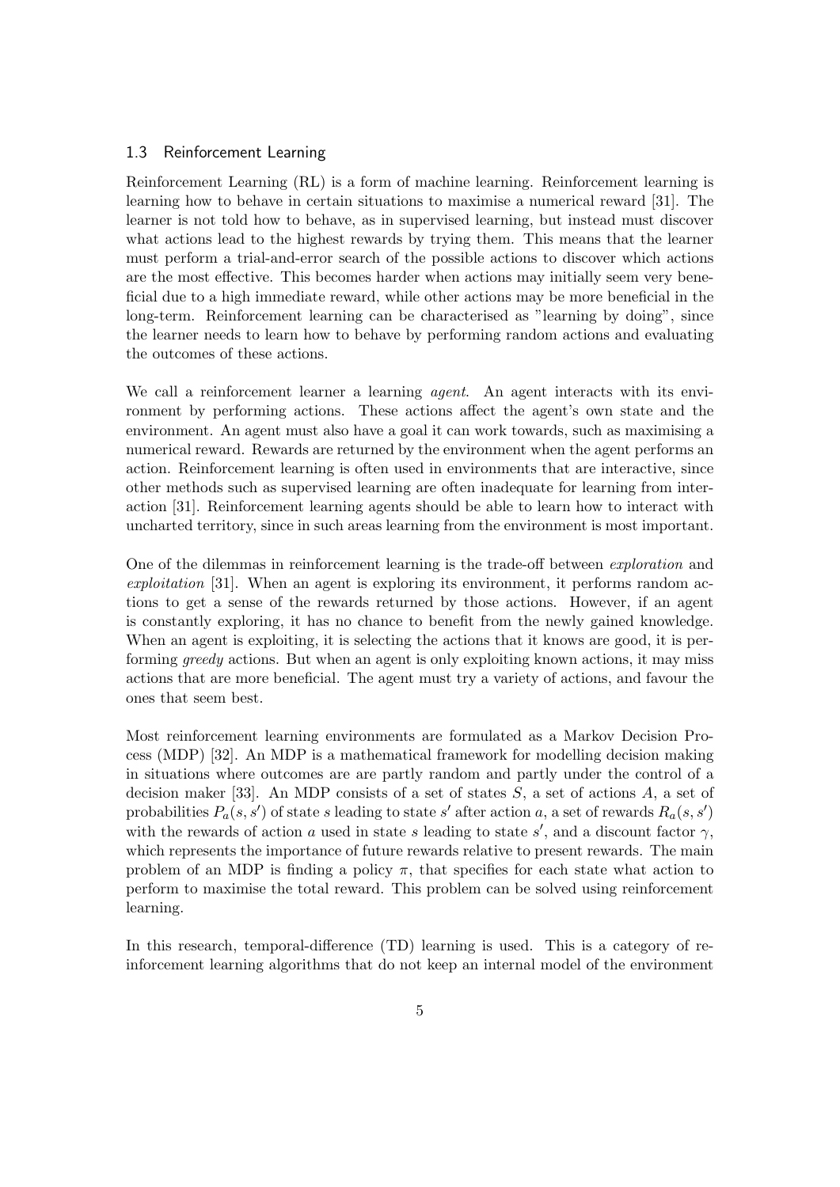### 1.3 Reinforcement Learning

Reinforcement Learning (RL) is a form of machine learning. Reinforcement learning is learning how to behave in certain situations to maximise a numerical reward [31]. The learner is not told how to behave, as in supervised learning, but instead must discover what actions lead to the highest rewards by trying them. This means that the learner must perform a trial-and-error search of the possible actions to discover which actions are the most effective. This becomes harder when actions may initially seem very beneficial due to a high immediate reward, while other actions may be more beneficial in the long-term. Reinforcement learning can be characterised as "learning by doing", since the learner needs to learn how to behave by performing random actions and evaluating the outcomes of these actions.

We call a reinforcement learner a learning *agent*. An agent interacts with its environment by performing actions. These actions affect the agent's own state and the environment. An agent must also have a goal it can work towards, such as maximising a numerical reward. Rewards are returned by the environment when the agent performs an action. Reinforcement learning is often used in environments that are interactive, since other methods such as supervised learning are often inadequate for learning from interaction [31]. Reinforcement learning agents should be able to learn how to interact with uncharted territory, since in such areas learning from the environment is most important.

One of the dilemmas in reinforcement learning is the trade-off between *exploration* and *exploitation* [31]. When an agent is exploring its environment, it performs random actions to get a sense of the rewards returned by those actions. However, if an agent is constantly exploring, it has no chance to benefit from the newly gained knowledge. When an agent is exploiting, it is selecting the actions that it knows are good, it is performing *greedy* actions. But when an agent is only exploiting known actions, it may miss actions that are more beneficial. The agent must try a variety of actions, and favour the ones that seem best.

Most reinforcement learning environments are formulated as a Markov Decision Process (MDP) [32]. An MDP is a mathematical framework for modelling decision making in situations where outcomes are are partly random and partly under the control of a decision maker [33]. An MDP consists of a set of states $S$, a set of actions $A$, a set of probabilities $P_a(s, s')$ of state $s$ leading to state $s'$ after action $a$, a set of rewards $R_a(s, s')$ with the rewards of action $a$ used in state $s$ leading to state $s'$, and a discount factor $\gamma$, which represents the importance of future rewards relative to present rewards. The main problem of an MDP is finding a policy $\pi$, that specifies for each state what action to perform to maximise the total reward. This problem can be solved using reinforcement learning.

In this research, temporal-difference (TD) learning is used. This is a category of reinforcement learning algorithms that do not keep an internal model of the environment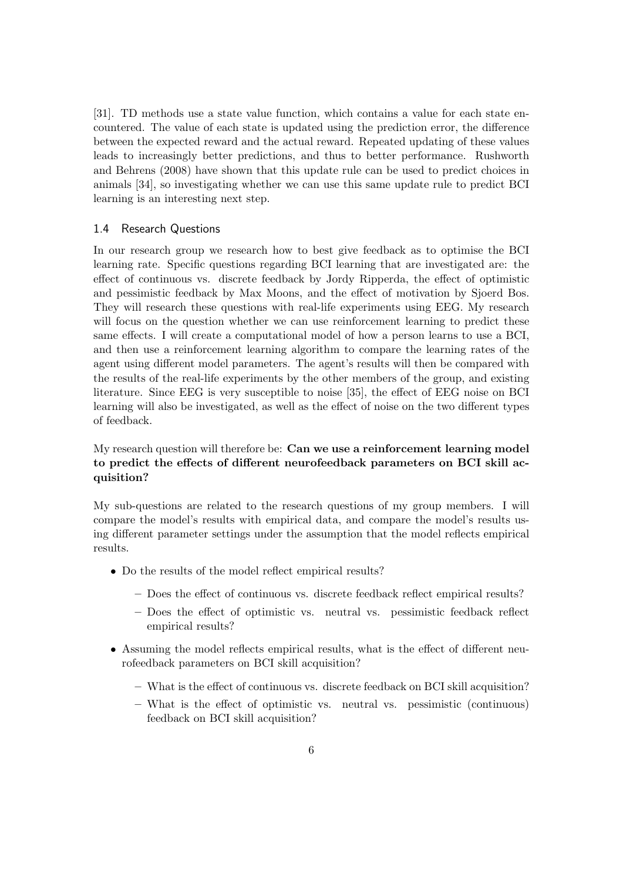[31]. TD methods use a state value function, which contains a value for each state encountered. The value of each state is updated using the prediction error, the difference between the expected reward and the actual reward. Repeated updating of these values leads to increasingly better predictions, and thus to better performance. Rushworth and Behrens (2008) have shown that this update rule can be used to predict choices in animals [34], so investigating whether we can use this same update rule to predict BCI learning is an interesting next step.

### 1.4 Research Questions

In our research group we research how to best give feedback as to optimise the BCI learning rate. Specific questions regarding BCI learning that are investigated are: the effect of continuous vs. discrete feedback by Jordy Ripperda, the effect of optimistic and pessimistic feedback by Max Moons, and the effect of motivation by Sjoerd Bos. They will research these questions with real-life experiments using EEG. My research will focus on the question whether we can use reinforcement learning to predict these same effects. I will create a computational model of how a person learns to use a BCI, and then use a reinforcement learning algorithm to compare the learning rates of the agent using different model parameters. The agent's results will then be compared with the results of the real-life experiments by the other members of the group, and existing literature. Since EEG is very susceptible to noise [35], the effect of EEG noise on BCI learning will also be investigated, as well as the effect of noise on the two different types of feedback.

My research question will therefore be: **Can we use a reinforcement learning model to predict the effects of different neurofeedback parameters on BCI skill acquisition?**

My sub-questions are related to the research questions of my group members. I will compare the model's results with empirical data, and compare the model's results using different parameter settings under the assumption that the model reflects empirical results.

- Do the results of the model reflect empirical results?
  - Does the effect of continuous vs. discrete feedback reflect empirical results?
  - Does the effect of optimistic vs. neutral vs. pessimistic feedback reflect empirical results?
- Assuming the model reflects empirical results, what is the effect of different neurofeedback parameters on BCI skill acquisition?
  - What is the effect of continuous vs. discrete feedback on BCI skill acquisition?
  - What is the effect of optimistic vs. neutral vs. pessimistic (continuous) feedback on BCI skill acquisition?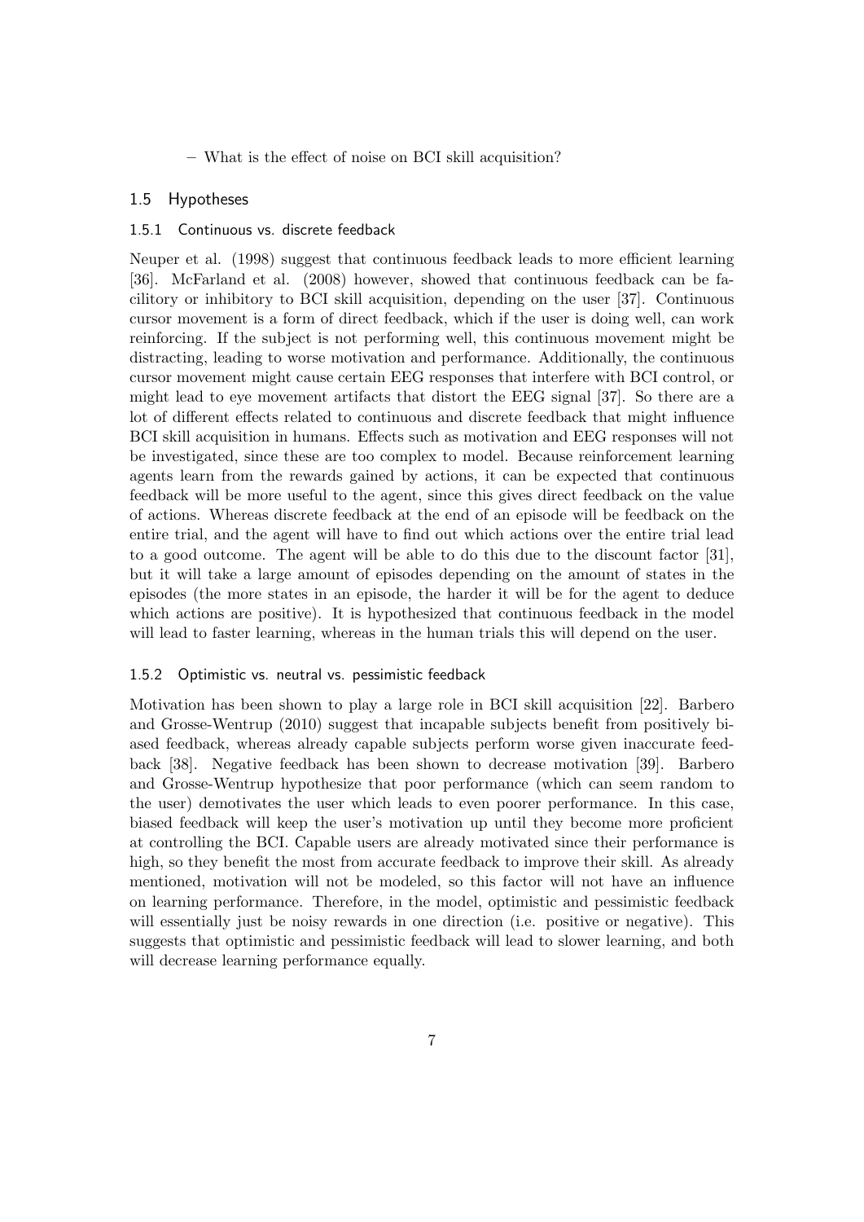– What is the effect of noise on BCI skill acquisition?

## 1.5 Hypotheses

### 1.5.1 Continuous vs. discrete feedback

Neuper et al. (1998) suggest that continuous feedback leads to more efficient learning [36]. McFarland et al. (2008) however, showed that continuous feedback can be facilitory or inhibitory to BCI skill acquisition, depending on the user [37]. Continuous cursor movement is a form of direct feedback, which if the user is doing well, can work reinforcing. If the subject is not performing well, this continuous movement might be distracting, leading to worse motivation and performance. Additionally, the continuous cursor movement might cause certain EEG responses that interfere with BCI control, or might lead to eye movement artifacts that distort the EEG signal [37]. So there are a lot of different effects related to continuous and discrete feedback that might influence BCI skill acquisition in humans. Effects such as motivation and EEG responses will not be investigated, since these are too complex to model. Because reinforcement learning agents learn from the rewards gained by actions, it can be expected that continuous feedback will be more useful to the agent, since this gives direct feedback on the value of actions. Whereas discrete feedback at the end of an episode will be feedback on the entire trial, and the agent will have to find out which actions over the entire trial lead to a good outcome. The agent will be able to do this due to the discount factor [31], but it will take a large amount of episodes depending on the amount of states in the episodes (the more states in an episode, the harder it will be for the agent to deduce which actions are positive). It is hypothesized that continuous feedback in the model will lead to faster learning, whereas in the human trials this will depend on the user.

### 1.5.2 Optimistic vs. neutral vs. pessimistic feedback

Motivation has been shown to play a large role in BCI skill acquisition [22]. Barbero and Grosse-Wentrup (2010) suggest that incapable subjects benefit from positively biased feedback, whereas already capable subjects perform worse given inaccurate feedback [38]. Negative feedback has been shown to decrease motivation [39]. Barbero and Grosse-Wentrup hypothesize that poor performance (which can seem random to the user) demotivates the user which leads to even poorer performance. In this case, biased feedback will keep the user's motivation up until they become more proficient at controlling the BCI. Capable users are already motivated since their performance is high, so they benefit the most from accurate feedback to improve their skill. As already mentioned, motivation will not be modeled, so this factor will not have an influence on learning performance. Therefore, in the model, optimistic and pessimistic feedback will essentially just be noisy rewards in one direction (i.e. positive or negative). This suggests that optimistic and pessimistic feedback will lead to slower learning, and both will decrease learning performance equally.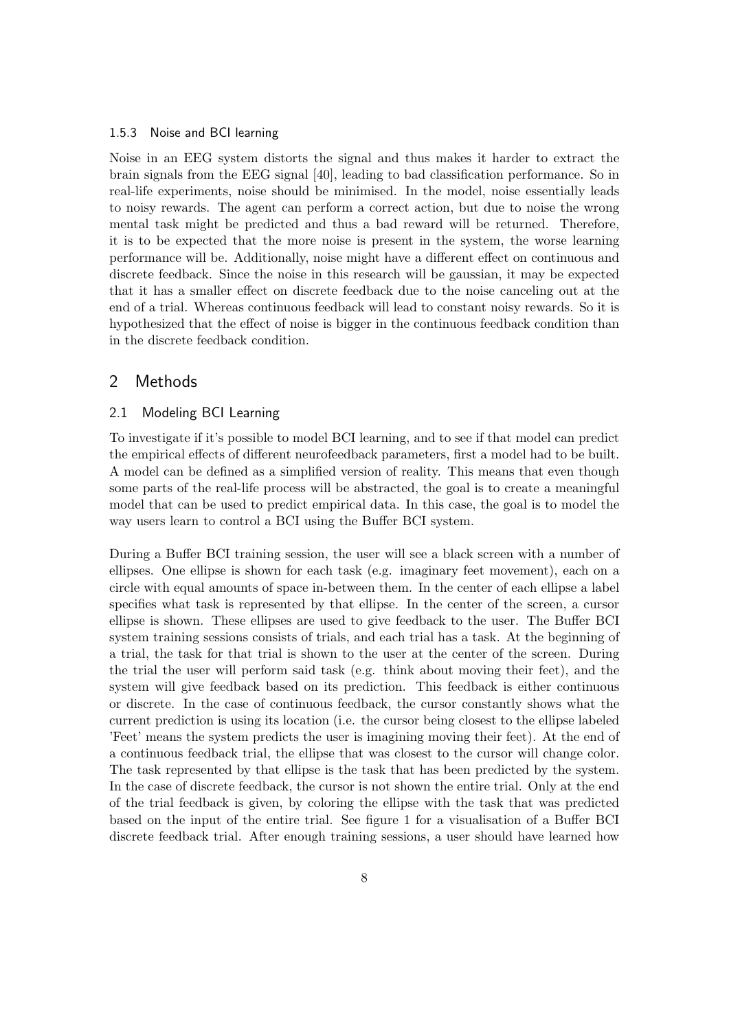### 1.5.3 Noise and BCI learning

Noise in an EEG system distorts the signal and thus makes it harder to extract the brain signals from the EEG signal [40], leading to bad classification performance. So in real-life experiments, noise should be minimised. In the model, noise essentially leads to noisy rewards. The agent can perform a correct action, but due to noise the wrong mental task might be predicted and thus a bad reward will be returned. Therefore, it is to be expected that the more noise is present in the system, the worse learning performance will be. Additionally, noise might have a different effect on continuous and discrete feedback. Since the noise in this research will be gaussian, it may be expected that it has a smaller effect on discrete feedback due to the noise canceling out at the end of a trial. Whereas continuous feedback will lead to constant noisy rewards. So it is hypothesized that the effect of noise is bigger in the continuous feedback condition than in the discrete feedback condition.

# 2 Methods

## 2.1 Modeling BCI Learning

To investigate if it's possible to model BCI learning, and to see if that model can predict the empirical effects of different neurofeedback parameters, first a model had to be built. A model can be defined as a simplified version of reality. This means that even though some parts of the real-life process will be abstracted, the goal is to create a meaningful model that can be used to predict empirical data. In this case, the goal is to model the way users learn to control a BCI using the Buffer BCI system.

During a Buffer BCI training session, the user will see a black screen with a number of ellipses. One ellipse is shown for each task (e.g. imaginary feet movement), each on a circle with equal amounts of space in-between them. In the center of each ellipse a label specifies what task is represented by that ellipse. In the center of the screen, a cursor ellipse is shown. These ellipses are used to give feedback to the user. The Buffer BCI system training sessions consists of trials, and each trial has a task. At the beginning of a trial, the task for that trial is shown to the user at the center of the screen. During the trial the user will perform said task (e.g. think about moving their feet), and the system will give feedback based on its prediction. This feedback is either continuous or discrete. In the case of continuous feedback, the cursor constantly shows what the current prediction is using its location (i.e. the cursor being closest to the ellipse labeled 'Feet' means the system predicts the user is imagining moving their feet). At the end of a continuous feedback trial, the ellipse that was closest to the cursor will change color. The task represented by that ellipse is the task that has been predicted by the system. In the case of discrete feedback, the cursor is not shown the entire trial. Only at the end of the trial feedback is given, by coloring the ellipse with the task that was predicted based on the input of the entire trial. See figure 1 for a visualisation of a Buffer BCI discrete feedback trial. After enough training sessions, a user should have learned how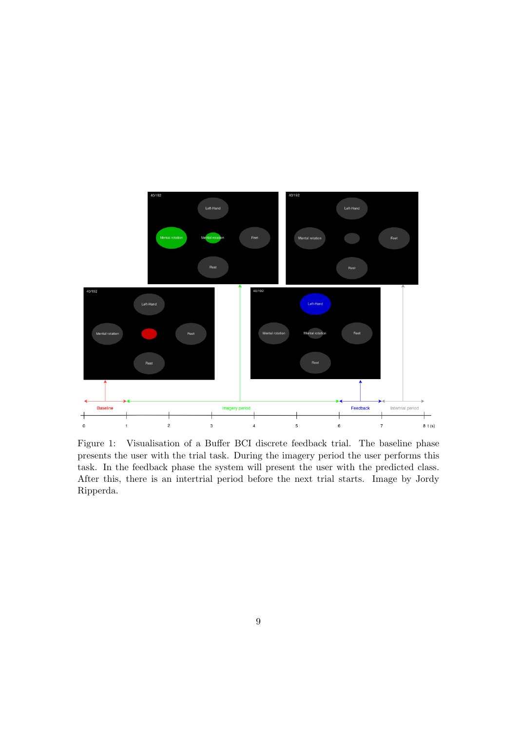Figure 1: Visualisation of a Buffer BCI discrete feedback trial. The baseline phase presents the user with the trial task. During the imagery period the user performs this task. In the feedback phase the system will present the user with the predicted class. After this, there is an intertrial period before the next trial starts. Image by Jordy Ripperda.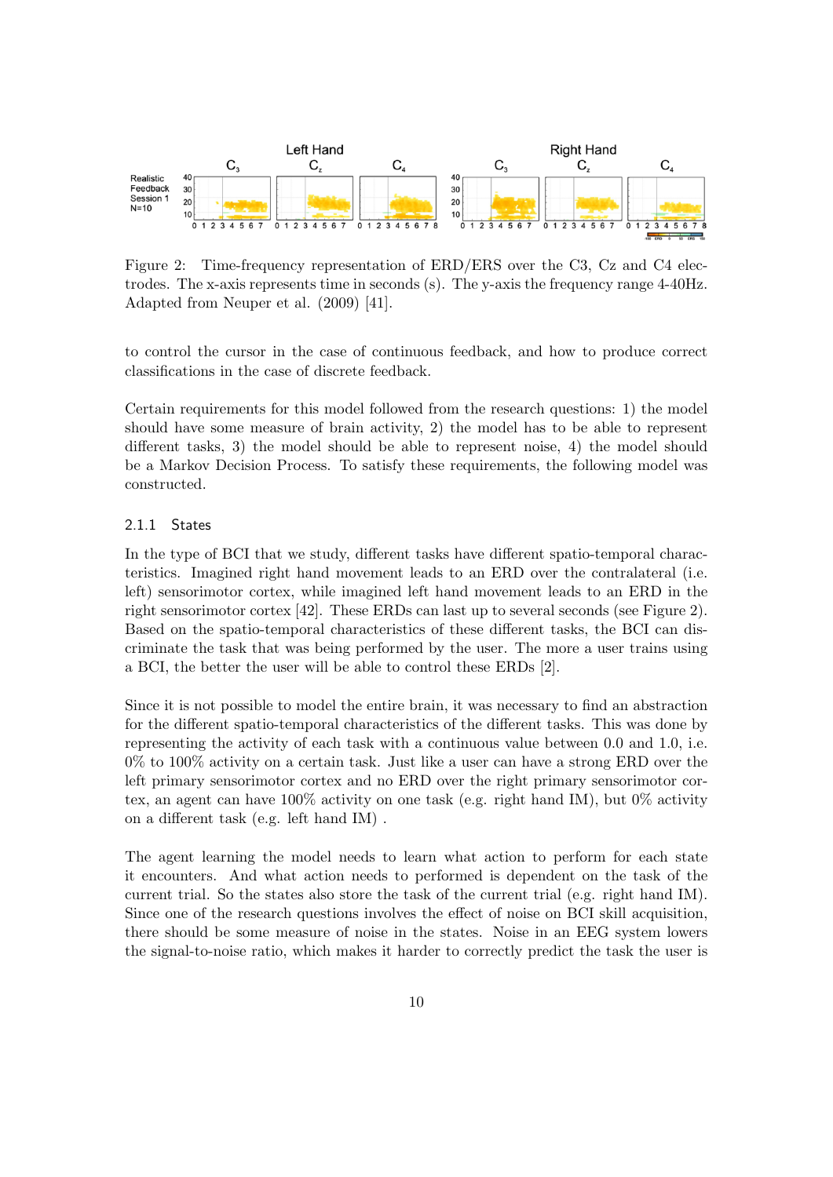Figure 2: Time-frequency representation of ERD/ERS over the C3, Cz and C4 electrodes. The x-axis represents time in seconds (s). The y-axis the frequency range 4-40Hz. Adapted from Neuper et al. (2009) [41].

to control the cursor in the case of continuous feedback, and how to produce correct classifications in the case of discrete feedback.

Certain requirements for this model followed from the research questions: 1) the model should have some measure of brain activity, 2) the model has to be able to represent different tasks, 3) the model should be able to represent noise, 4) the model should be a Markov Decision Process. To satisfy these requirements, the following model was constructed.

### 2.1.1 States

In the type of BCI that we study, different tasks have different spatio-temporal characteristics. Imagined right hand movement leads to an ERD over the contralateral (i.e. left) sensorimotor cortex, while imagined left hand movement leads to an ERD in the right sensorimotor cortex [42]. These ERDs can last up to several seconds (see Figure 2). Based on the spatio-temporal characteristics of these different tasks, the BCI can discriminate the task that was being performed by the user. The more a user trains using a BCI, the better the user will be able to control these ERDs [2].

Since it is not possible to model the entire brain, it was necessary to find an abstraction for the different spatio-temporal characteristics of the different tasks. This was done by representing the activity of each task with a continuous value between 0.0 and 1.0, i.e. 0% to 100% activity on a certain task. Just like a user can have a strong ERD over the left primary sensorimotor cortex and no ERD over the right primary sensorimotor cortex, an agent can have 100% activity on one task (e.g. right hand IM), but 0% activity on a different task (e.g. left hand IM) .

The agent learning the model needs to learn what action to perform for each state it encounters. And what action needs to performed is dependent on the task of the current trial. So the states also store the task of the current trial (e.g. right hand IM). Since one of the research questions involves the effect of noise on BCI skill acquisition, there should be some measure of noise in the states. Noise in an EEG system lowers the signal-to-noise ratio, which makes it harder to correctly predict the task the user is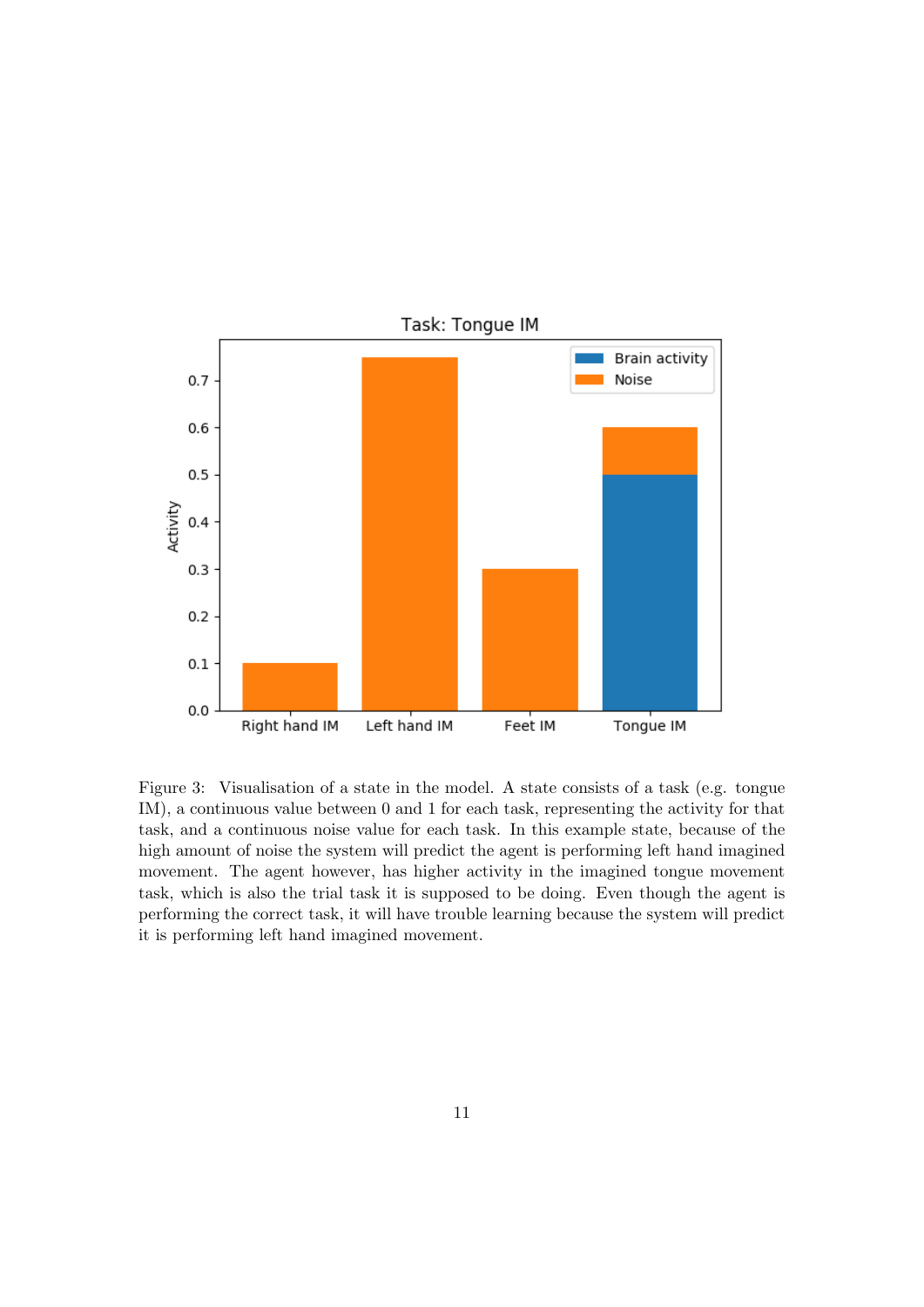Figure 3: Visualisation of a state in the model. A state consists of a task (e.g. tongue IM), a continuous value between 0 and 1 for each task, representing the activity for that task, and a continuous noise value for each task. In this example state, because of the high amount of noise the system will predict the agent is performing left hand imagined movement. The agent however, has higher activity in the imagined tongue movement task, which is also the trial task it is supposed to be doing. Even though the agent is performing the correct task, it will have trouble learning because the system will predict it is performing left hand imagined movement.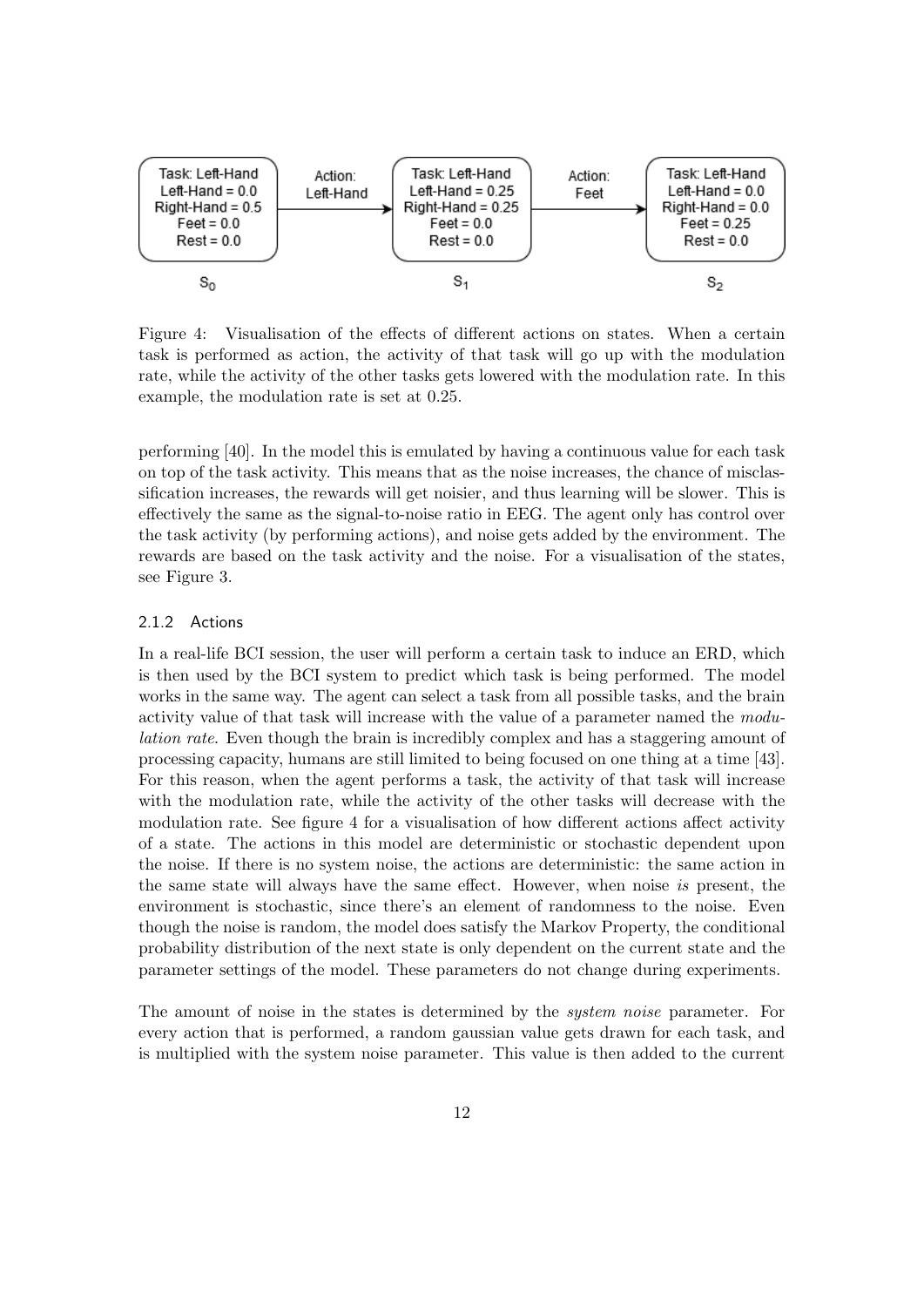Task: Left-Hand
Left-Hand = 0.0
Right-Hand = 0.5
Feet = 0.0
Rest = 0.0

$S_0$

Action: Left-Hand

Task: Left-Hand
Left-Hand = 0.25
Right-Hand = 0.25
Feet = 0.0
Rest = 0.0

$S_1$

Action: Feet

Task: Left-Hand
Left-Hand = 0.0
Right-Hand = 0.0
Feet = 0.25
Rest = 0.0

$S_2$

Figure 4: Visualisation of the effects of different actions on states. When a certain task is performed as action, the activity of that task will go up with the modulation rate, while the activity of the other tasks gets lowered with the modulation rate. In this example, the modulation rate is set at 0.25.

performing [40]. In the model this is emulated by having a continuous value for each task on top of the task activity. This means that as the noise increases, the chance of misclassification increases, the rewards will get noisier, and thus learning will be slower. This is effectively the same as the signal-to-noise ratio in EEG. The agent only has control over the task activity (by performing actions), and noise gets added by the environment. The rewards are based on the task activity and the noise. For a visualisation of the states, see Figure 3.

### 2.1.2 Actions

In a real-life BCI session, the user will perform a certain task to induce an ERD, which is then used by the BCI system to predict which task is being performed. The model works in the same way. The agent can select a task from all possible tasks, and the brain activity value of that task will increase with the value of a parameter named the *modulation rate*. Even though the brain is incredibly complex and has a staggering amount of processing capacity, humans are still limited to being focused on one thing at a time [43]. For this reason, when the agent performs a task, the activity of that task will increase with the modulation rate, while the activity of the other tasks will decrease with the modulation rate. See figure 4 for a visualisation of how different actions affect activity of a state. The actions in this model are deterministic or stochastic dependent upon the noise. If there is no system noise, the actions are deterministic: the same action in the same state will always have the same effect. However, when noise *is* present, the environment is stochastic, since there's an element of randomness to the noise. Even though the noise is random, the model does satisfy the Markov Property, the conditional probability distribution of the next state is only dependent on the current state and the parameter settings of the model. These parameters do not change during experiments.

The amount of noise in the states is determined by the *system noise* parameter. For every action that is performed, a random gaussian value gets drawn for each task, and is multiplied with the system noise parameter. This value is then added to the current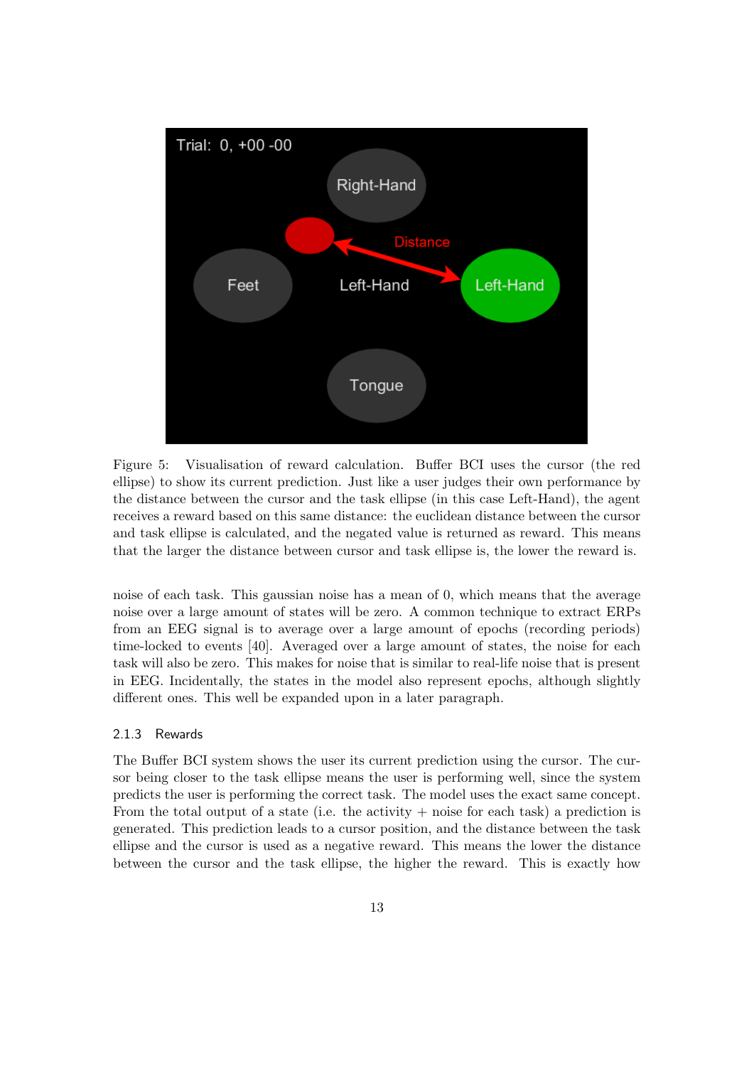Figure 5: Visualisation of reward calculation. Buffer BCI uses the cursor (the red ellipse) to show its current prediction. Just like a user judges their own performance by the distance between the cursor and the task ellipse (in this case Left-Hand), the agent receives a reward based on this same distance: the euclidean distance between the cursor and task ellipse is calculated, and the negated value is returned as reward. This means that the larger the distance between cursor and task ellipse is, the lower the reward is.

noise of each task. This gaussian noise has a mean of 0, which means that the average noise over a large amount of states will be zero. A common technique to extract ERPs from an EEG signal is to average over a large amount of epochs (recording periods) time-locked to events [40]. Averaged over a large amount of states, the noise for each task will also be zero. This makes for noise that is similar to real-life noise that is present in EEG. Incidentally, the states in the model also represent epochs, although slightly different ones. This well be expanded upon in a later paragraph.

### 2.1.3 Rewards

The Buffer BCI system shows the user its current prediction using the cursor. The cursor being closer to the task ellipse means the user is performing well, since the system predicts the user is performing the correct task. The model uses the exact same concept. From the total output of a state (i.e. the activity + noise for each task) a prediction is generated. This prediction leads to a cursor position, and the distance between the task ellipse and the cursor is used as a negative reward. This means the lower the distance between the cursor and the task ellipse, the higher the reward. This is exactly how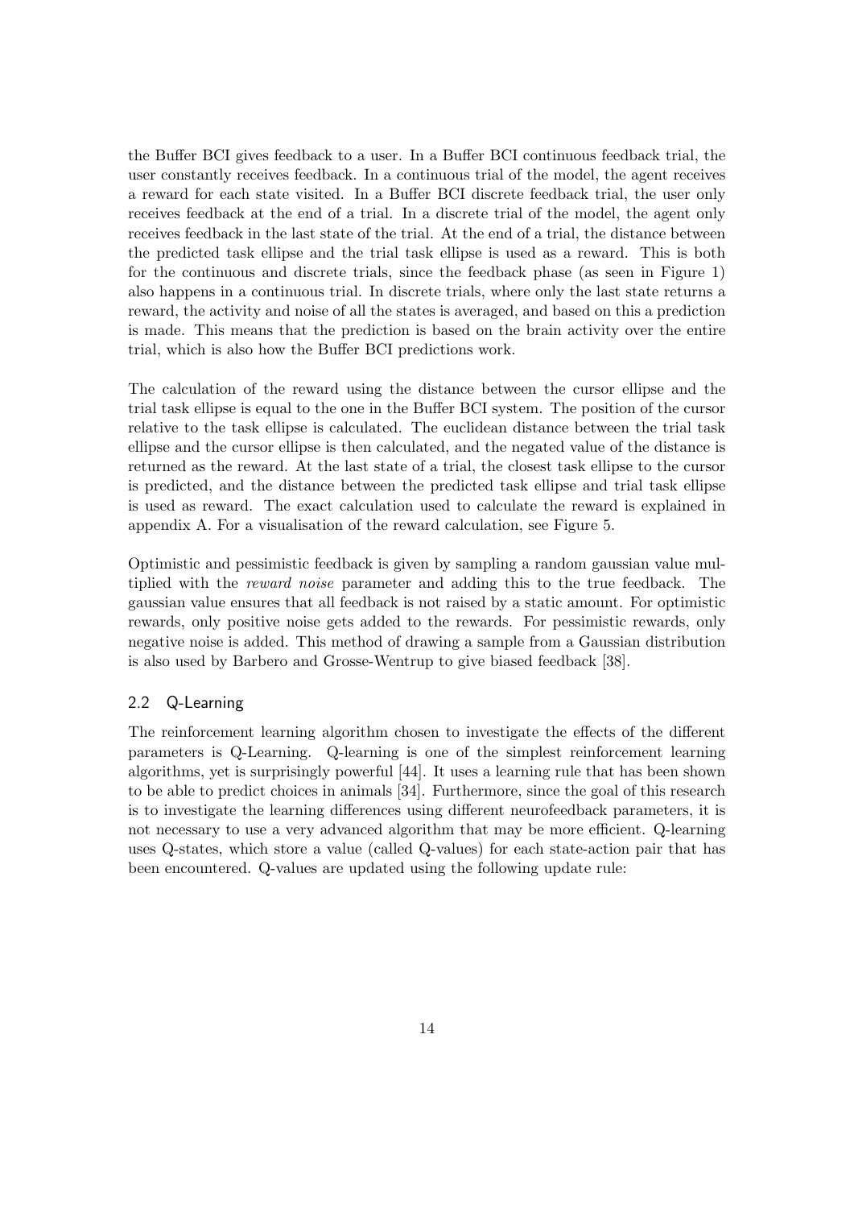the Buffer BCI gives feedback to a user. In a Buffer BCI continuous feedback trial, the user constantly receives feedback. In a continuous trial of the model, the agent receives a reward for each state visited. In a Buffer BCI discrete feedback trial, the user only receives feedback at the end of a trial. In a discrete trial of the model, the agent only receives feedback in the last state of the trial. At the end of a trial, the distance between the predicted task ellipse and the trial task ellipse is used as a reward. This is both for the continuous and discrete trials, since the feedback phase (as seen in Figure 1) also happens in a continuous trial. In discrete trials, where only the last state returns a reward, the activity and noise of all the states is averaged, and based on this a prediction is made. This means that the prediction is based on the brain activity over the entire trial, which is also how the Buffer BCI predictions work.

The calculation of the reward using the distance between the cursor ellipse and the trial task ellipse is equal to the one in the Buffer BCI system. The position of the cursor relative to the task ellipse is calculated. The euclidean distance between the trial task ellipse and the cursor ellipse is then calculated, and the negated value of the distance is returned as the reward. At the last state of a trial, the closest task ellipse to the cursor is predicted, and the distance between the predicted task ellipse and trial task ellipse is used as reward. The exact calculation used to calculate the reward is explained in appendix A. For a visualisation of the reward calculation, see Figure 5.

Optimistic and pessimistic feedback is given by sampling a random gaussian value multiplied with the *reward noise* parameter and adding this to the true feedback. The gaussian value ensures that all feedback is not raised by a static amount. For optimistic rewards, only positive noise gets added to the rewards. For pessimistic rewards, only negative noise is added. This method of drawing a sample from a Gaussian distribution is also used by Barbero and Grosse-Wentrup to give biased feedback [38].

### 2.2 Q-Learning

The reinforcement learning algorithm chosen to investigate the effects of the different parameters is Q-Learning. Q-learning is one of the simplest reinforcement learning algorithms, yet is surprisingly powerful [44]. It uses a learning rule that has been shown to be able to predict choices in animals [34]. Furthermore, since the goal of this research is to investigate the learning differences using different neurofeedback parameters, it is not necessary to use a very advanced algorithm that may be more efficient. Q-learning uses Q-states, which store a value (called Q-values) for each state-action pair that has been encountered. Q-values are updated using the following update rule: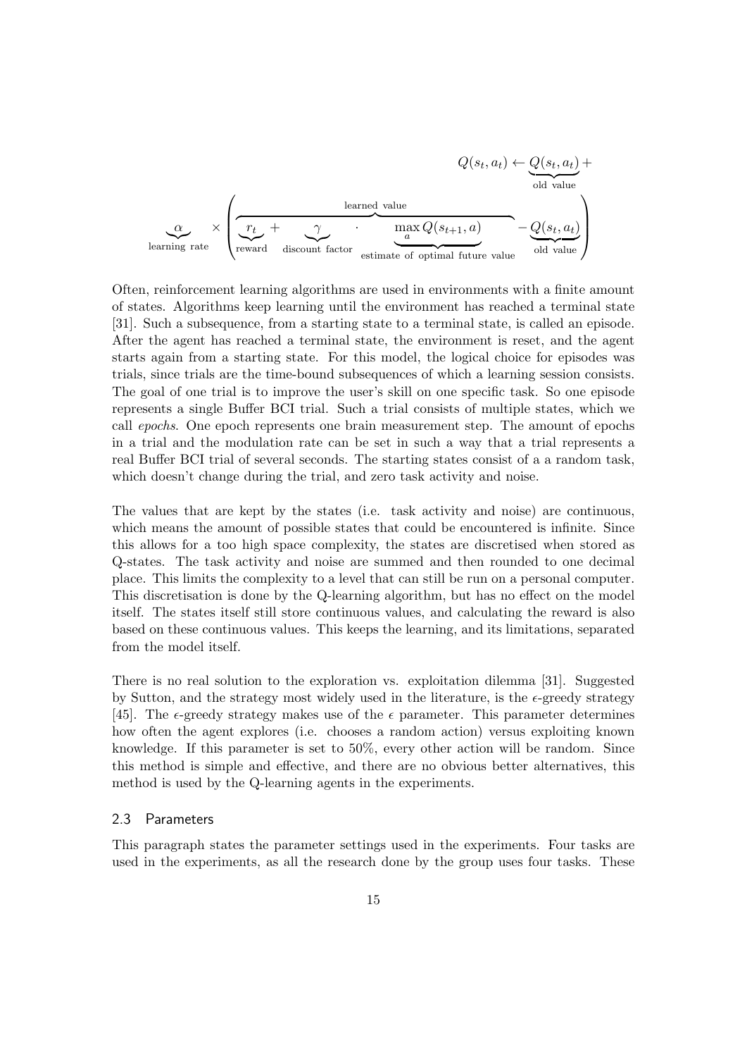$$Q(s_t, a_t) \leftarrow \underbrace{Q(s_t, a_t)}_{\text{old value}} + \underbrace{\alpha}_{\text{learning rate}} \times \left( \overbrace{\underbrace{r_t}_{\text{reward}} + \underbrace{\gamma}_{\text{discount factor}} \cdot \underbrace{\max_a Q(s_{t+1}, a)}_{\text{estimate of optimal future value}}}^{\text{learned value}} - \underbrace{Q(s_t, a_t)}_{\text{old value}} \right)$$

Often, reinforcement learning algorithms are used in environments with a finite amount of states. Algorithms keep learning until the environment has reached a terminal state [31]. Such a subsequence, from a starting state to a terminal state, is called an episode. After the agent has reached a terminal state, the environment is reset, and the agent starts again from a starting state. For this model, the logical choice for episodes was trials, since trials are the time-bound subsequences of which a learning session consists. The goal of one trial is to improve the user's skill on one specific task. So one episode represents a single Buffer BCI trial. Such a trial consists of multiple states, which we call *epochs*. One epoch represents one brain measurement step. The amount of epochs in a trial and the modulation rate can be set in such a way that a trial represents a real Buffer BCI trial of several seconds. The starting states consist of a a random task, which doesn't change during the trial, and zero task activity and noise.

The values that are kept by the states (i.e. task activity and noise) are continuous, which means the amount of possible states that could be encountered is infinite. Since this allows for a too high space complexity, the states are discretised when stored as Q-states. The task activity and noise are summed and then rounded to one decimal place. This limits the complexity to a level that can still be run on a personal computer. This discretisation is done by the Q-learning algorithm, but has no effect on the model itself. The states itself still store continuous values, and calculating the reward is also based on these continuous values. This keeps the learning, and its limitations, separated from the model itself.

There is no real solution to the exploration vs. exploitation dilemma [31]. Suggested by Sutton, and the strategy most widely used in the literature, is the $\epsilon$-greedy strategy [45]. The $\epsilon$-greedy strategy makes use of the $\epsilon$ parameter. This parameter determines how often the agent explores (i.e. chooses a random action) versus exploiting known knowledge. If this parameter is set to 50%, every other action will be random. Since this method is simple and effective, and there are no obvious better alternatives, this method is used by the Q-learning agents in the experiments.

### 2.3 Parameters

This paragraph states the parameter settings used in the experiments. Four tasks are used in the experiments, as all the research done by the group uses four tasks. These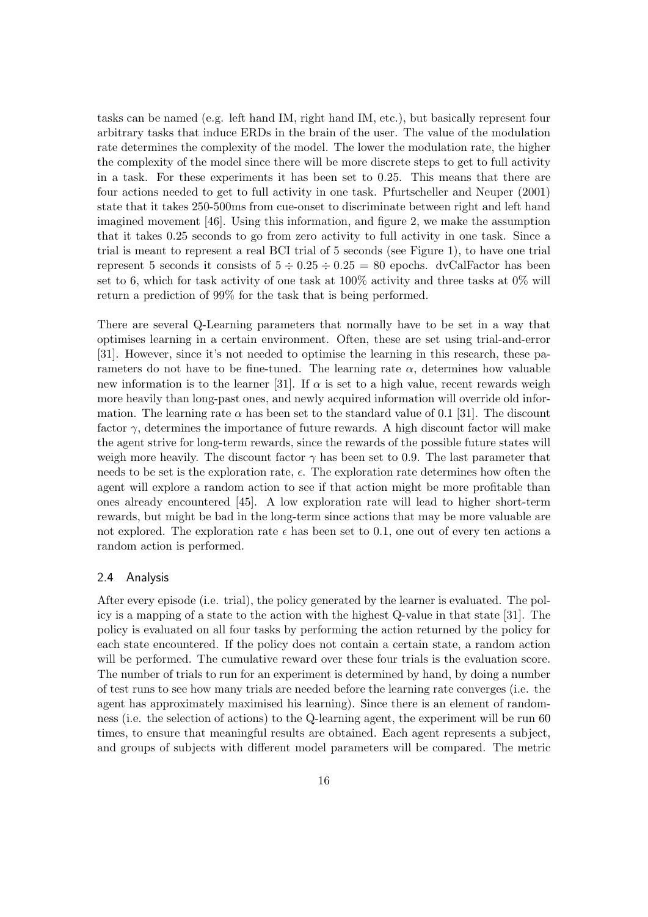tasks can be named (e.g. left hand IM, right hand IM, etc.), but basically represent four arbitrary tasks that induce ERDs in the brain of the user. The value of the modulation rate determines the complexity of the model. The lower the modulation rate, the higher the complexity of the model since there will be more discrete steps to get to full activity in a task. For these experiments it has been set to 0.25. This means that there are four actions needed to get to full activity in one task. Pfurtscheller and Neuper (2001) state that it takes 250-500ms from cue-onset to discriminate between right and left hand imagined movement [46]. Using this information, and figure 2, we make the assumption that it takes 0.25 seconds to go from zero activity to full activity in one task. Since a trial is meant to represent a real BCI trial of 5 seconds (see Figure 1), to have one trial represent 5 seconds it consists of $5 \div 0.25 \div 0.25 = 80$ epochs. dvCalFactor has been set to 6, which for task activity of one task at 100% activity and three tasks at 0% will return a prediction of 99% for the task that is being performed.

There are several Q-Learning parameters that normally have to be set in a way that optimises learning in a certain environment. Often, these are set using trial-and-error [31]. However, since it's not needed to optimise the learning in this research, these parameters do not have to be fine-tuned. The learning rate $\alpha$, determines how valuable new information is to the learner [31]. If $\alpha$ is set to a high value, recent rewards weigh more heavily than long-past ones, and newly acquired information will override old information. The learning rate $\alpha$ has been set to the standard value of 0.1 [31]. The discount factor $\gamma$, determines the importance of future rewards. A high discount factor will make the agent strive for long-term rewards, since the rewards of the possible future states will weigh more heavily. The discount factor $\gamma$ has been set to 0.9. The last parameter that needs to be set is the exploration rate, $\epsilon$. The exploration rate determines how often the agent will explore a random action to see if that action might be more profitable than ones already encountered [45]. A low exploration rate will lead to higher short-term rewards, but might be bad in the long-term since actions that may be more valuable are not explored. The exploration rate $\epsilon$ has been set to 0.1, one out of every ten actions a random action is performed.

## 2.4 Analysis

After every episode (i.e. trial), the policy generated by the learner is evaluated. The policy is a mapping of a state to the action with the highest Q-value in that state [31]. The policy is evaluated on all four tasks by performing the action returned by the policy for each state encountered. If the policy does not contain a certain state, a random action will be performed. The cumulative reward over these four trials is the evaluation score. The number of trials to run for an experiment is determined by hand, by doing a number of test runs to see how many trials are needed before the learning rate converges (i.e. the agent has approximately maximised his learning). Since there is an element of randomness (i.e. the selection of actions) to the Q-learning agent, the experiment will be run 60 times, to ensure that meaningful results are obtained. Each agent represents a subject, and groups of subjects with different model parameters will be compared. The metric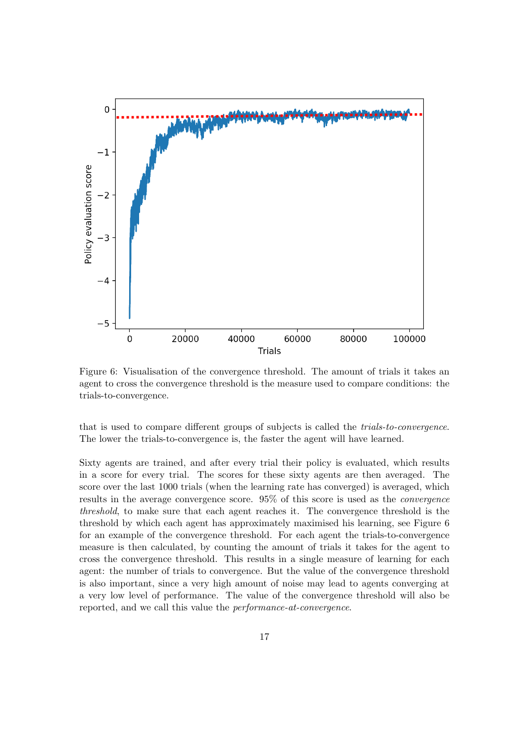Figure 6: Visualisation of the convergence threshold. The amount of trials it takes an agent to cross the convergence threshold is the measure used to compare conditions: the trials-to-convergence.

that is used to compare different groups of subjects is called the *trials-to-convergence*. The lower the trials-to-convergence is, the faster the agent will have learned.

Sixty agents are trained, and after every trial their policy is evaluated, which results in a score for every trial. The scores for these sixty agents are then averaged. The score over the last 1000 trials (when the learning rate has converged) is averaged, which results in the average convergence score. 95% of this score is used as the *convergence threshold*, to make sure that each agent reaches it. The convergence threshold is the threshold by which each agent has approximately maximised his learning, see Figure 6 for an example of the convergence threshold. For each agent the trials-to-convergence measure is then calculated, by counting the amount of trials it takes for the agent to cross the convergence threshold. This results in a single measure of learning for each agent: the number of trials to convergence. But the value of the convergence threshold is also important, since a very high amount of noise may lead to agents converging at a very low level of performance. The value of the convergence threshold will also be reported, and we call this value the *performance-at-convergence*.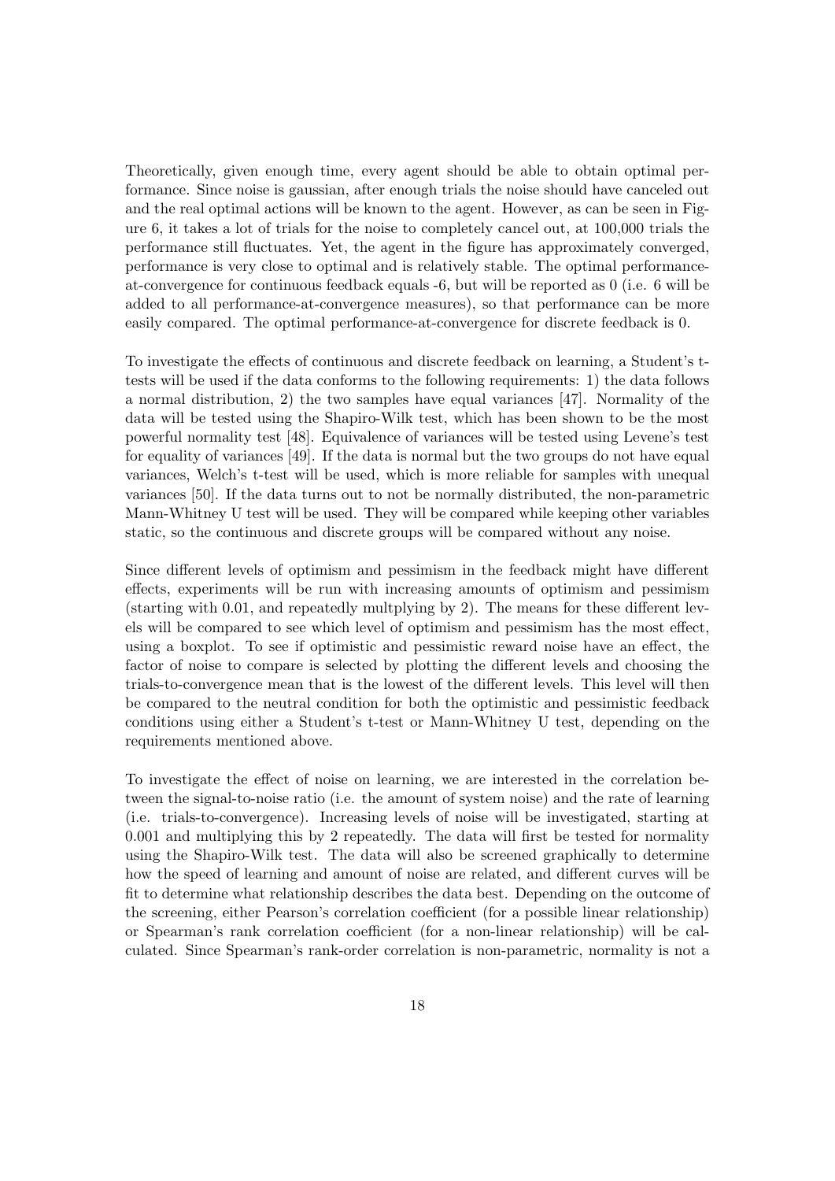Theoretically, given enough time, every agent should be able to obtain optimal performance. Since noise is gaussian, after enough trials the noise should have canceled out and the real optimal actions will be known to the agent. However, as can be seen in Figure 6, it takes a lot of trials for the noise to completely cancel out, at 100,000 trials the performance still fluctuates. Yet, the agent in the figure has approximately converged, performance is very close to optimal and is relatively stable. The optimal performance-at-convergence for continuous feedback equals -6, but will be reported as 0 (i.e. 6 will be added to all performance-at-convergence measures), so that performance can be more easily compared. The optimal performance-at-convergence for discrete feedback is 0.

To investigate the effects of continuous and discrete feedback on learning, a Student's t-tests will be used if the data conforms to the following requirements: 1) the data follows a normal distribution, 2) the two samples have equal variances [47]. Normality of the data will be tested using the Shapiro-Wilk test, which has been shown to be the most powerful normality test [48]. Equivalence of variances will be tested using Levene's test for equality of variances [49]. If the data is normal but the two groups do not have equal variances, Welch's t-test will be used, which is more reliable for samples with unequal variances [50]. If the data turns out to not be normally distributed, the non-parametric Mann-Whitney U test will be used. They will be compared while keeping other variables static, so the continuous and discrete groups will be compared without any noise.

Since different levels of optimism and pessimism in the feedback might have different effects, experiments will be run with increasing amounts of optimism and pessimism (starting with 0.01, and repeatedly multplying by 2). The means for these different levels will be compared to see which level of optimism and pessimism has the most effect, using a boxplot. To see if optimistic and pessimistic reward noise have an effect, the factor of noise to compare is selected by plotting the different levels and choosing the trials-to-convergence mean that is the lowest of the different levels. This level will then be compared to the neutral condition for both the optimistic and pessimistic feedback conditions using either a Student's t-test or Mann-Whitney U test, depending on the requirements mentioned above.

To investigate the effect of noise on learning, we are interested in the correlation between the signal-to-noise ratio (i.e. the amount of system noise) and the rate of learning (i.e. trials-to-convergence). Increasing levels of noise will be investigated, starting at 0.001 and multiplying this by 2 repeatedly. The data will first be tested for normality using the Shapiro-Wilk test. The data will also be screened graphically to determine how the speed of learning and amount of noise are related, and different curves will be fit to determine what relationship describes the data best. Depending on the outcome of the screening, either Pearson's correlation coefficient (for a possible linear relationship) or Spearman's rank correlation coefficient (for a non-linear relationship) will be calculated. Since Spearman's rank-order correlation is non-parametric, normality is not a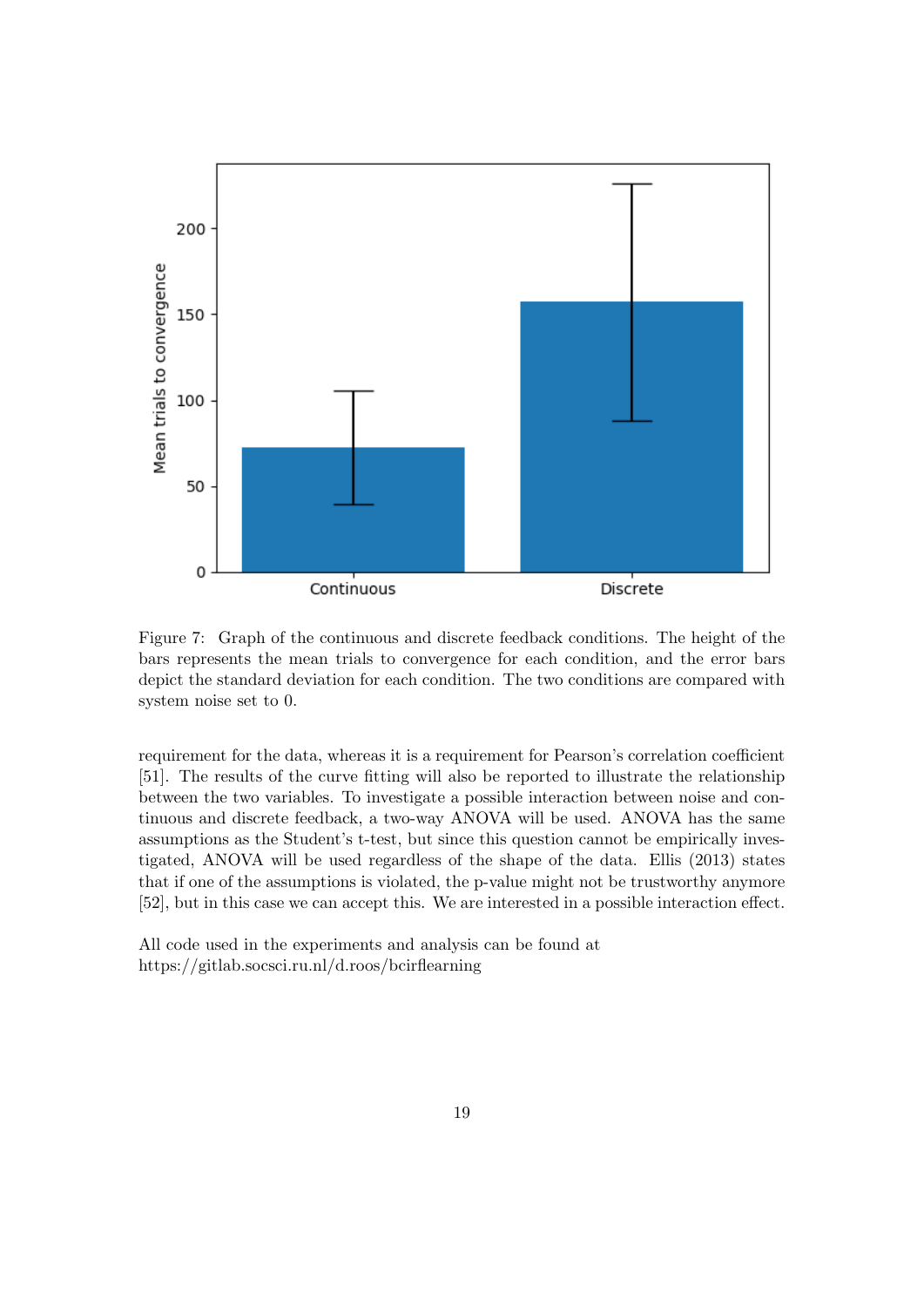Figure 7: Graph of the continuous and discrete feedback conditions. The height of the bars represents the mean trials to convergence for each condition, and the error bars depict the standard deviation for each condition. The two conditions are compared with system noise set to 0.

requirement for the data, whereas it is a requirement for Pearson's correlation coefficient [51]. The results of the curve fitting will also be reported to illustrate the relationship between the two variables. To investigate a possible interaction between noise and continuous and discrete feedback, a two-way ANOVA will be used. ANOVA has the same assumptions as the Student's t-test, but since this question cannot be empirically investigated, ANOVA will be used regardless of the shape of the data. Ellis (2013) states that if one of the assumptions is violated, the p-value might not be trustworthy anymore [52], but in this case we can accept this. We are interested in a possible interaction effect.

All code used in the experiments and analysis can be found at
https://gitlab.socsci.ru.nl/d.roos/bcirflearning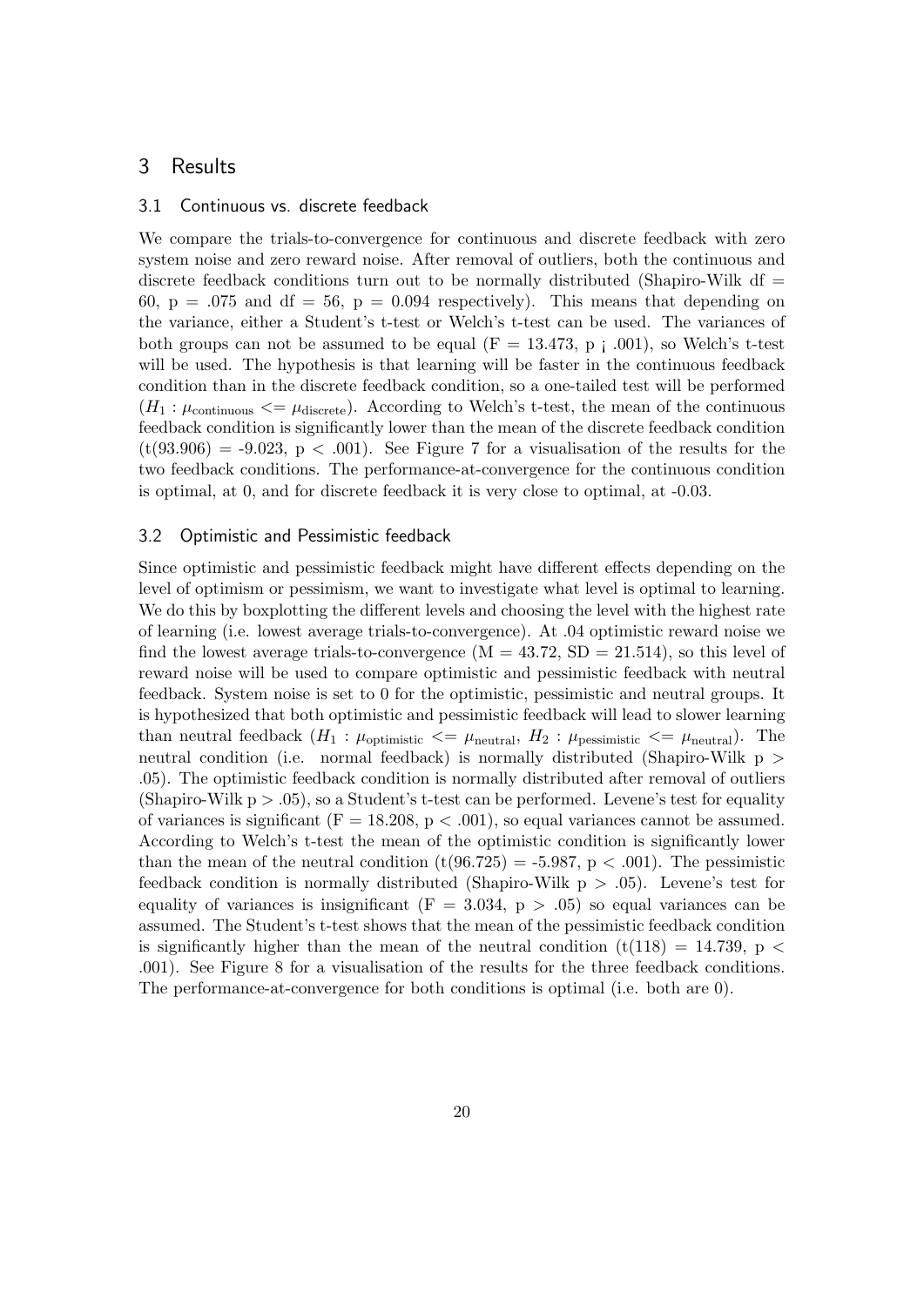# 3 Results

## 3.1 Continuous vs. discrete feedback

We compare the trials-to-convergence for continuous and discrete feedback with zero system noise and zero reward noise. After removal of outliers, both the continuous and discrete feedback conditions turn out to be normally distributed (Shapiro-Wilk df = 60, p = .075 and df = 56, p = 0.094 respectively). This means that depending on the variance, either a Student's t-test or Welch's t-test can be used. The variances of both groups can not be assumed to be equal (F = 13.473, p ¡ .001), so Welch's t-test will be used. The hypothesis is that learning will be faster in the continuous feedback condition than in the discrete feedback condition, so a one-tailed test will be performed ($H_1 : \mu_{\text{continuous}} <= \mu_{\text{discrete}}$). According to Welch's t-test, the mean of the continuous feedback condition is significantly lower than the mean of the discrete feedback condition ($t(93.906) = -9.023$, $p < .001$). See Figure 7 for a visualisation of the results for the two feedback conditions. The performance-at-convergence for the continuous condition is optimal, at 0, and for discrete feedback it is very close to optimal, at -0.03.

## 3.2 Optimistic and Pessimistic feedback

Since optimistic and pessimistic feedback might have different effects depending on the level of optimism or pessimism, we want to investigate what level is optimal to learning. We do this by boxplotting the different levels and choosing the level with the highest rate of learning (i.e. lowest average trials-to-convergence). At .04 optimistic reward noise we find the lowest average trials-to-convergence (M = 43.72, SD = 21.514), so this level of reward noise will be used to compare optimistic and pessimistic feedback with neutral feedback. System noise is set to 0 for the optimistic, pessimistic and neutral groups. It is hypothesized that both optimistic and pessimistic feedback will lead to slower learning than neutral feedback ($H_1 : \mu_{\text{optimistic}} <= \mu_{\text{neutral}}$, $H_2 : \mu_{\text{pessimistic}} <= \mu_{\text{neutral}}$). The neutral condition (i.e. normal feedback) is normally distributed (Shapiro-Wilk $p > .05$). The optimistic feedback condition is normally distributed after removal of outliers (Shapiro-Wilk $p > .05$), so a Student's t-test can be performed. Levene's test for equality of variances is significant ($F = 18.208$, $p < .001$), so equal variances cannot be assumed. According to Welch's t-test the mean of the optimistic condition is significantly lower than the mean of the neutral condition ($t(96.725) = -5.987$, $p < .001$). The pessimistic feedback condition is normally distributed (Shapiro-Wilk $p > .05$). Levene's test for equality of variances is insignificant ($F = 3.034$, $p > .05$) so equal variances can be assumed. The Student's t-test shows that the mean of the pessimistic feedback condition is significantly higher than the mean of the neutral condition ($t(118) = 14.739$, $p < .001$). See Figure 8 for a visualisation of the results for the three feedback conditions. The performance-at-convergence for both conditions is optimal (i.e. both are 0).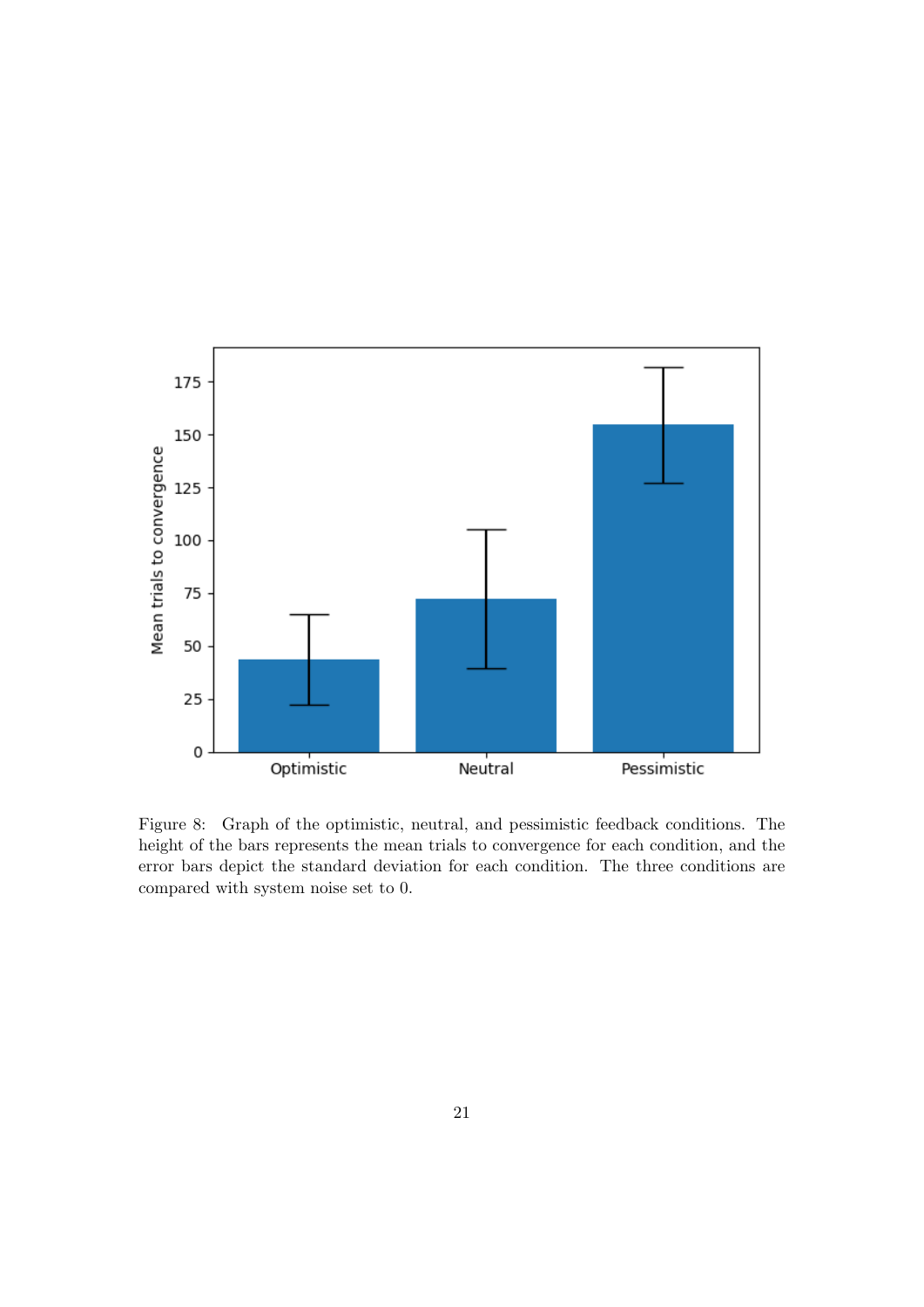Figure 8: Graph of the optimistic, neutral, and pessimistic feedback conditions. The height of the bars represents the mean trials to convergence for each condition, and the error bars depict the standard deviation for each condition. The three conditions are compared with system noise set to 0.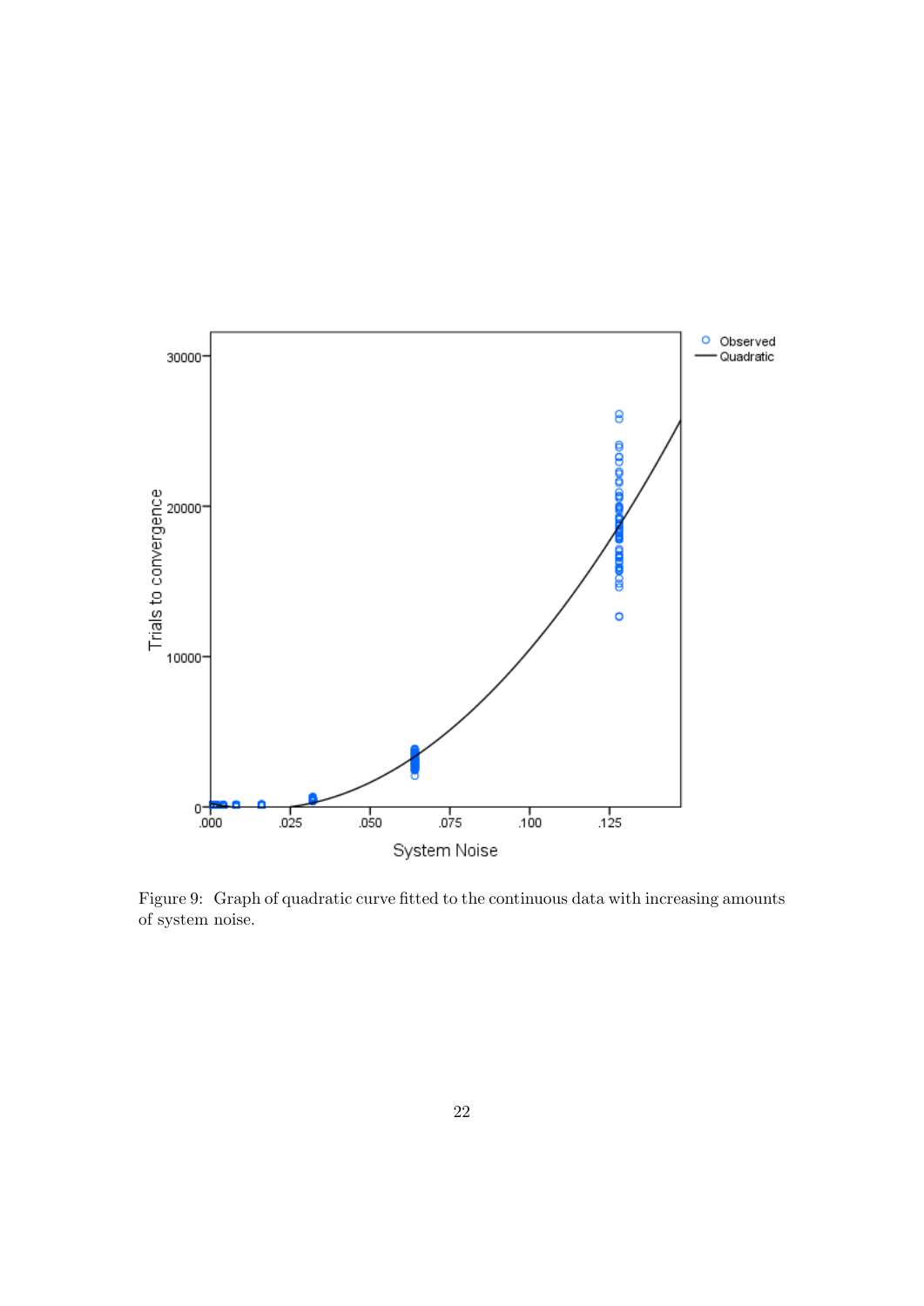Figure 9: Graph of quadratic curve fitted to the continuous data with increasing amounts of system noise.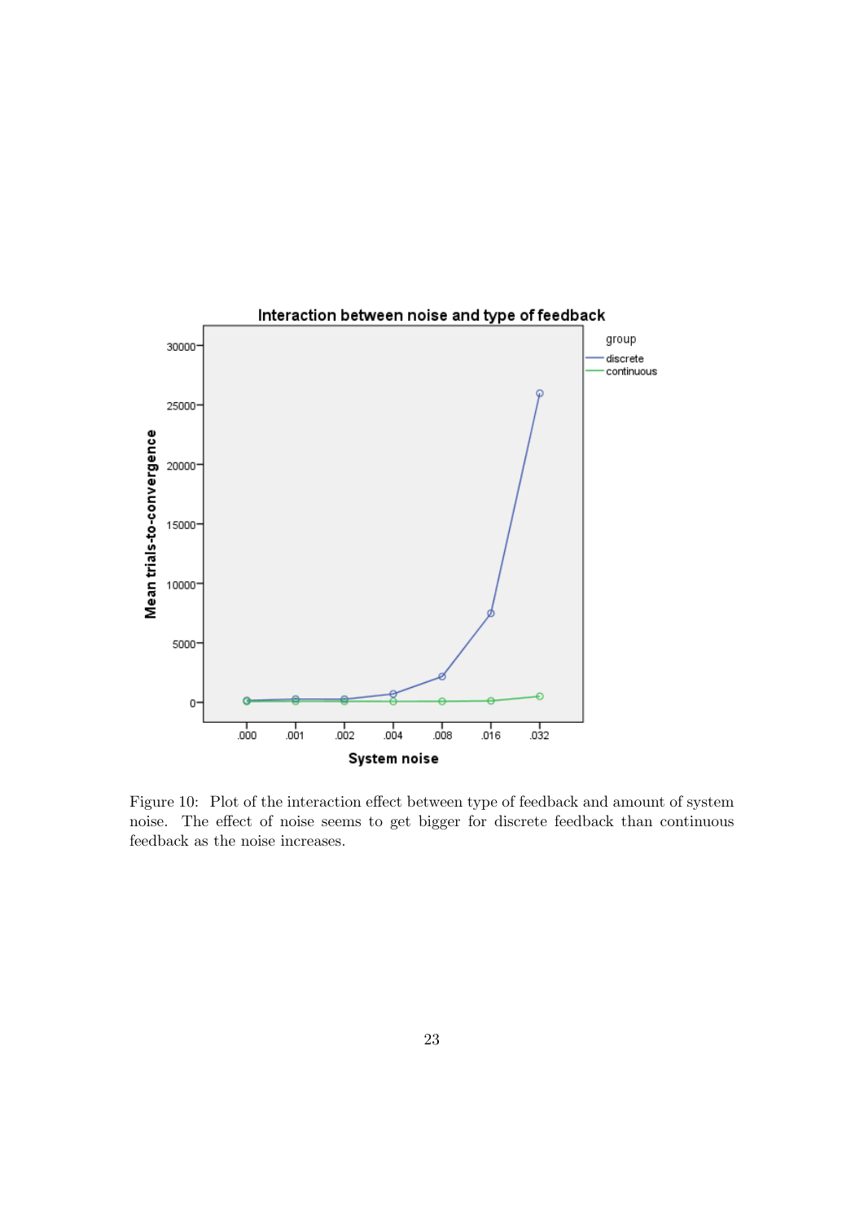Figure 10: Plot of the interaction effect between type of feedback and amount of system noise. The effect of noise seems to get bigger for discrete feedback than continuous feedback as the noise increases.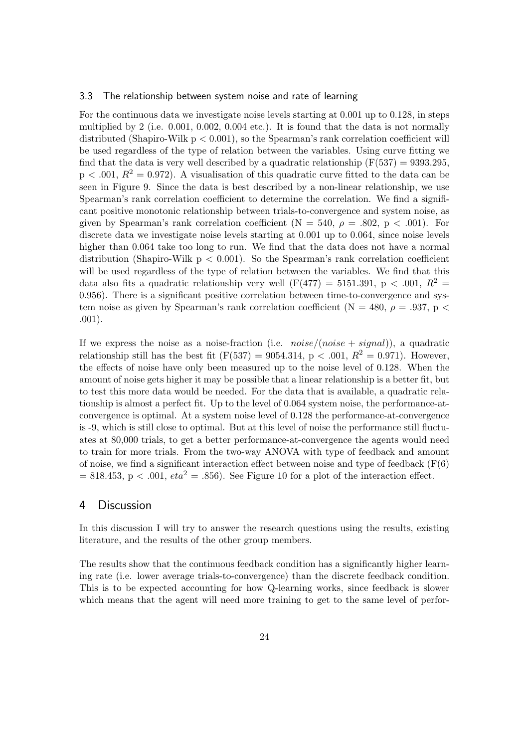### 3.3 The relationship between system noise and rate of learning

For the continuous data we investigate noise levels starting at 0.001 up to 0.128, in steps multiplied by 2 (i.e. 0.001, 0.002, 0.004 etc.). It is found that the data is not normally distributed (Shapiro-Wilk $p < 0.001$), so the Spearman's rank correlation coefficient will be used regardless of the type of relation between the variables. Using curve fitting we find that the data is very well described by a quadratic relationship ($F(537) = 9393.295$, $p < .001$, $R^2 = 0.972$). A visualisation of this quadratic curve fitted to the data can be seen in Figure 9. Since the data is best described by a non-linear relationship, we use Spearman's rank correlation coefficient to determine the correlation. We find a significant positive monotonic relationship between trials-to-convergence and system noise, as given by Spearman's rank correlation coefficient ($N = 540$, $\rho = .802$, $p < .001$). For discrete data we investigate noise levels starting at 0.001 up to 0.064, since noise levels higher than 0.064 take too long to run. We find that the data does not have a normal distribution (Shapiro-Wilk $p < 0.001$). So the Spearman's rank correlation coefficient will be used regardless of the type of relation between the variables. We find that this data also fits a quadratic relationship very well ($F(477) = 5151.391$, $p < .001$, $R^2 = 0.956$). There is a significant positive correlation between time-to-convergence and system noise as given by Spearman's rank correlation coefficient ($N = 480$, $\rho = .937$, $p < .001$).

If we express the noise as a noise-fraction (i.e. $noise/(noise + signal)$), a quadratic relationship still has the best fit ($F(537) = 9054.314$, $p < .001$, $R^2 = 0.971$). However, the effects of noise have only been measured up to the noise level of 0.128. When the amount of noise gets higher it may be possible that a linear relationship is a better fit, but to test this more data would be needed. For the data that is available, a quadratic relationship is almost a perfect fit. Up to the level of 0.064 system noise, the performance-at-convergence is optimal. At a system noise level of 0.128 the performance-at-convergence is -9, which is still close to optimal. But at this level of noise the performance still fluctuates at 80,000 trials, to get a better performance-at-convergence the agents would need to train for more trials. From the two-way ANOVA with type of feedback and amount of noise, we find a significant interaction effect between noise and type of feedback ($F(6) = 818.453$, $p < .001$, $eta^2 = .856$). See Figure 10 for a plot of the interaction effect.

## 4 Discussion

In this discussion I will try to answer the research questions using the results, existing literature, and the results of the other group members.

The results show that the continuous feedback condition has a significantly higher learning rate (i.e. lower average trials-to-convergence) than the discrete feedback condition. This is to be expected accounting for how Q-learning works, since feedback is slower which means that the agent will need more training to get to the same level of perfor-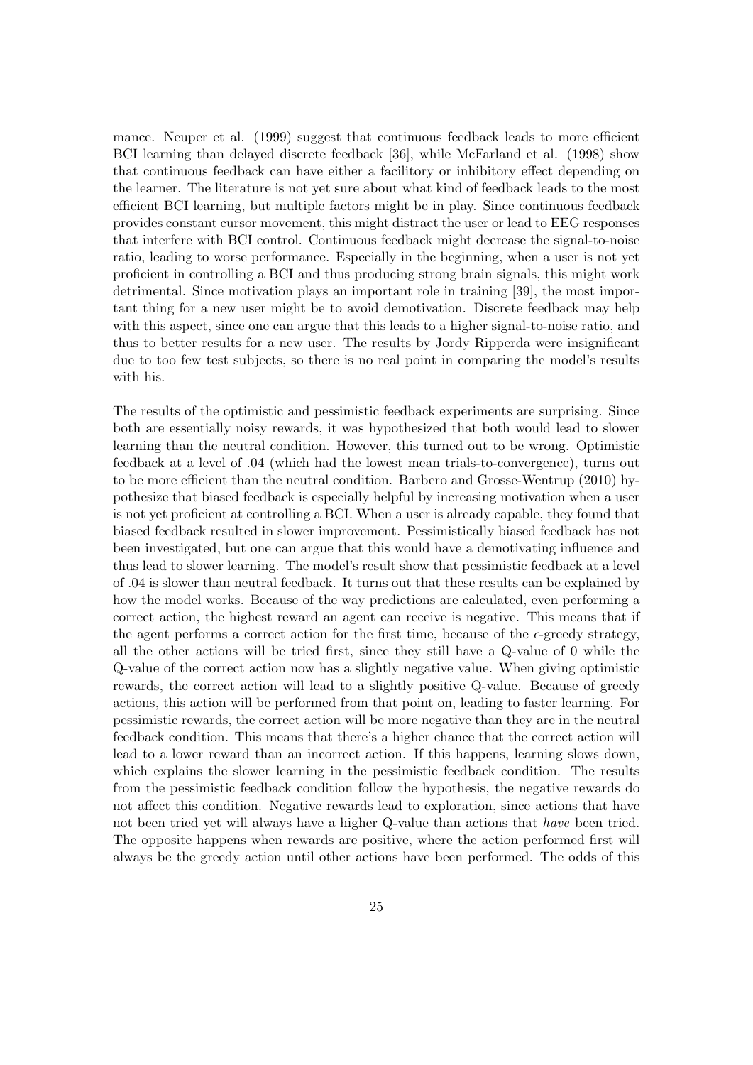mance. Neuper et al. (1999) suggest that continuous feedback leads to more efficient BCI learning than delayed discrete feedback [36], while McFarland et al. (1998) show that continuous feedback can have either a facilitory or inhibitory effect depending on the learner. The literature is not yet sure about what kind of feedback leads to the most efficient BCI learning, but multiple factors might be in play. Since continuous feedback provides constant cursor movement, this might distract the user or lead to EEG responses that interfere with BCI control. Continuous feedback might decrease the signal-to-noise ratio, leading to worse performance. Especially in the beginning, when a user is not yet proficient in controlling a BCI and thus producing strong brain signals, this might work detrimental. Since motivation plays an important role in training [39], the most important thing for a new user might be to avoid demotivation. Discrete feedback may help with this aspect, since one can argue that this leads to a higher signal-to-noise ratio, and thus to better results for a new user. The results by Jordy Ripperda were insignificant due to too few test subjects, so there is no real point in comparing the model's results with his.

The results of the optimistic and pessimistic feedback experiments are surprising. Since both are essentially noisy rewards, it was hypothesized that both would lead to slower learning than the neutral condition. However, this turned out to be wrong. Optimistic feedback at a level of .04 (which had the lowest mean trials-to-convergence), turns out to be more efficient than the neutral condition. Barbero and Grosse-Wentrup (2010) hypothesize that biased feedback is especially helpful by increasing motivation when a user is not yet proficient at controlling a BCI. When a user is already capable, they found that biased feedback resulted in slower improvement. Pessimistically biased feedback has not been investigated, but one can argue that this would have a demotivating influence and thus lead to slower learning. The model's result show that pessimistic feedback at a level of .04 is slower than neutral feedback. It turns out that these results can be explained by how the model works. Because of the way predictions are calculated, even performing a correct action, the highest reward an agent can receive is negative. This means that if the agent performs a correct action for the first time, because of the $\epsilon$-greedy strategy, all the other actions will be tried first, since they still have a Q-value of 0 while the Q-value of the correct action now has a slightly negative value. When giving optimistic rewards, the correct action will lead to a slightly positive Q-value. Because of greedy actions, this action will be performed from that point on, leading to faster learning. For pessimistic rewards, the correct action will be more negative than they are in the neutral feedback condition. This means that there's a higher chance that the correct action will lead to a lower reward than an incorrect action. If this happens, learning slows down, which explains the slower learning in the pessimistic feedback condition. The results from the pessimistic feedback condition follow the hypothesis, the negative rewards do not affect this condition. Negative rewards lead to exploration, since actions that have not been tried yet will always have a higher Q-value than actions that *have* been tried. The opposite happens when rewards are positive, where the action performed first will always be the greedy action until other actions have been performed. The odds of this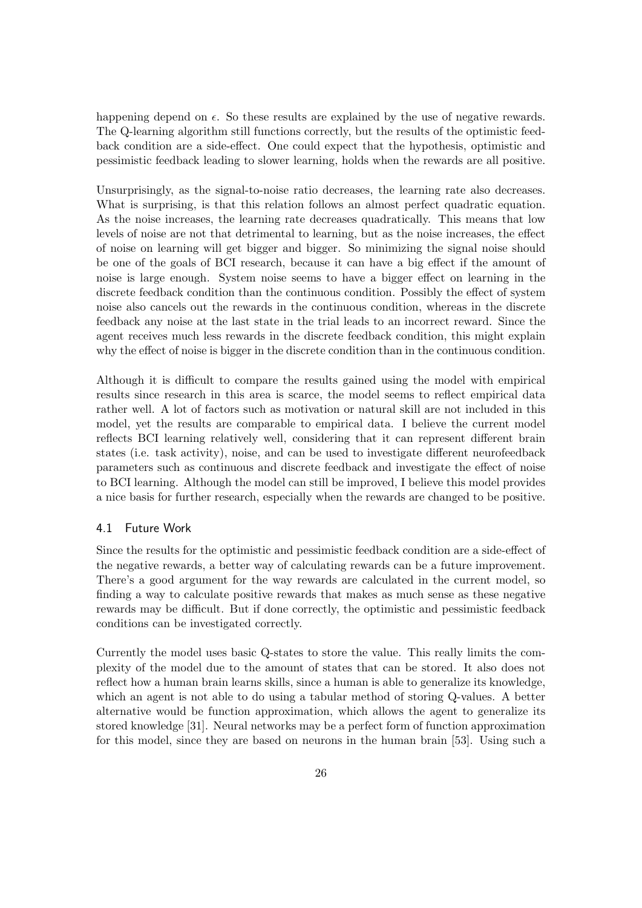happening depend on $\epsilon$. So these results are explained by the use of negative rewards. The Q-learning algorithm still functions correctly, but the results of the optimistic feedback condition are a side-effect. One could expect that the hypothesis, optimistic and pessimistic feedback leading to slower learning, holds when the rewards are all positive.

Unsurprisingly, as the signal-to-noise ratio decreases, the learning rate also decreases. What is surprising, is that this relation follows an almost perfect quadratic equation. As the noise increases, the learning rate decreases quadratically. This means that low levels of noise are not that detrimental to learning, but as the noise increases, the effect of noise on learning will get bigger and bigger. So minimizing the signal noise should be one of the goals of BCI research, because it can have a big effect if the amount of noise is large enough. System noise seems to have a bigger effect on learning in the discrete feedback condition than the continuous condition. Possibly the effect of system noise also cancels out the rewards in the continuous condition, whereas in the discrete feedback any noise at the last state in the trial leads to an incorrect reward. Since the agent receives much less rewards in the discrete feedback condition, this might explain why the effect of noise is bigger in the discrete condition than in the continuous condition.

Although it is difficult to compare the results gained using the model with empirical results since research in this area is scarce, the model seems to reflect empirical data rather well. A lot of factors such as motivation or natural skill are not included in this model, yet the results are comparable to empirical data. I believe the current model reflects BCI learning relatively well, considering that it can represent different brain states (i.e. task activity), noise, and can be used to investigate different neurofeedback parameters such as continuous and discrete feedback and investigate the effect of noise to BCI learning. Although the model can still be improved, I believe this model provides a nice basis for further research, especially when the rewards are changed to be positive.

## 4.1 Future Work

Since the results for the optimistic and pessimistic feedback condition are a side-effect of the negative rewards, a better way of calculating rewards can be a future improvement. There's a good argument for the way rewards are calculated in the current model, so finding a way to calculate positive rewards that makes as much sense as these negative rewards may be difficult. But if done correctly, the optimistic and pessimistic feedback conditions can be investigated correctly.

Currently the model uses basic Q-states to store the value. This really limits the complexity of the model due to the amount of states that can be stored. It also does not reflect how a human brain learns skills, since a human is able to generalize its knowledge, which an agent is not able to do using a tabular method of storing Q-values. A better alternative would be function approximation, which allows the agent to generalize its stored knowledge [31]. Neural networks may be a perfect form of function approximation for this model, since they are based on neurons in the human brain [53]. Using such a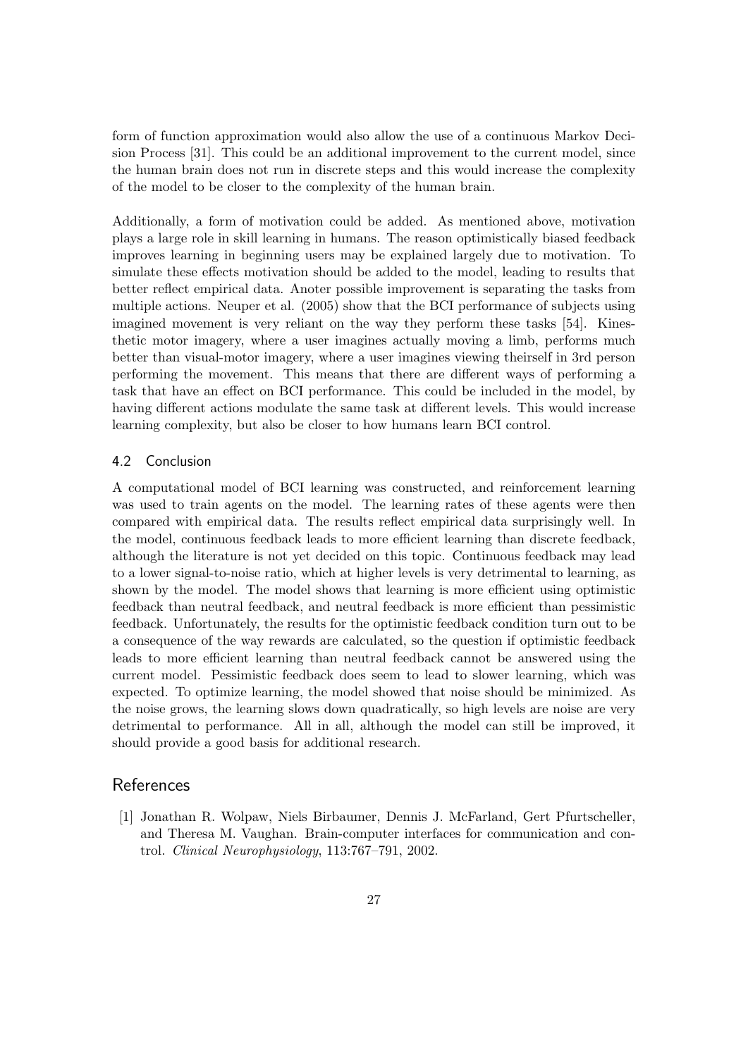form of function approximation would also allow the use of a continuous Markov Decision Process [31]. This could be an additional improvement to the current model, since the human brain does not run in discrete steps and this would increase the complexity of the model to be closer to the complexity of the human brain.

Additionally, a form of motivation could be added. As mentioned above, motivation plays a large role in skill learning in humans. The reason optimistically biased feedback improves learning in beginning users may be explained largely due to motivation. To simulate these effects motivation should be added to the model, leading to results that better reflect empirical data. Anoter possible improvement is separating the tasks from multiple actions. Neuper et al. (2005) show that the BCI performance of subjects using imagined movement is very reliant on the way they perform these tasks [54]. Kinesthetic motor imagery, where a user imagines actually moving a limb, performs much better than visual-motor imagery, where a user imagines viewing theirself in 3rd person performing the movement. This means that there are different ways of performing a task that have an effect on BCI performance. This could be included in the model, by having different actions modulate the same task at different levels. This would increase learning complexity, but also be closer to how humans learn BCI control.

### 4.2 Conclusion

A computational model of BCI learning was constructed, and reinforcement learning was used to train agents on the model. The learning rates of these agents were then compared with empirical data. The results reflect empirical data surprisingly well. In the model, continuous feedback leads to more efficient learning than discrete feedback, although the literature is not yet decided on this topic. Continuous feedback may lead to a lower signal-to-noise ratio, which at higher levels is very detrimental to learning, as shown by the model. The model shows that learning is more efficient using optimistic feedback than neutral feedback, and neutral feedback is more efficient than pessimistic feedback. Unfortunately, the results for the optimistic feedback condition turn out to be a consequence of the way rewards are calculated, so the question if optimistic feedback leads to more efficient learning than neutral feedback cannot be answered using the current model. Pessimistic feedback does seem to lead to slower learning, which was expected. To optimize learning, the model showed that noise should be minimized. As the noise grows, the learning slows down quadratically, so high levels are noise are very detrimental to performance. All in all, although the model can still be improved, it should provide a good basis for additional research.

## References

[1] Jonathan R. Wolpaw, Niels Birbaumer, Dennis J. McFarland, Gert Pfurtscheller, and Theresa M. Vaughan. Brain-computer interfaces for communication and control. *Clinical Neurophysiology*, 113:767–791, 2002.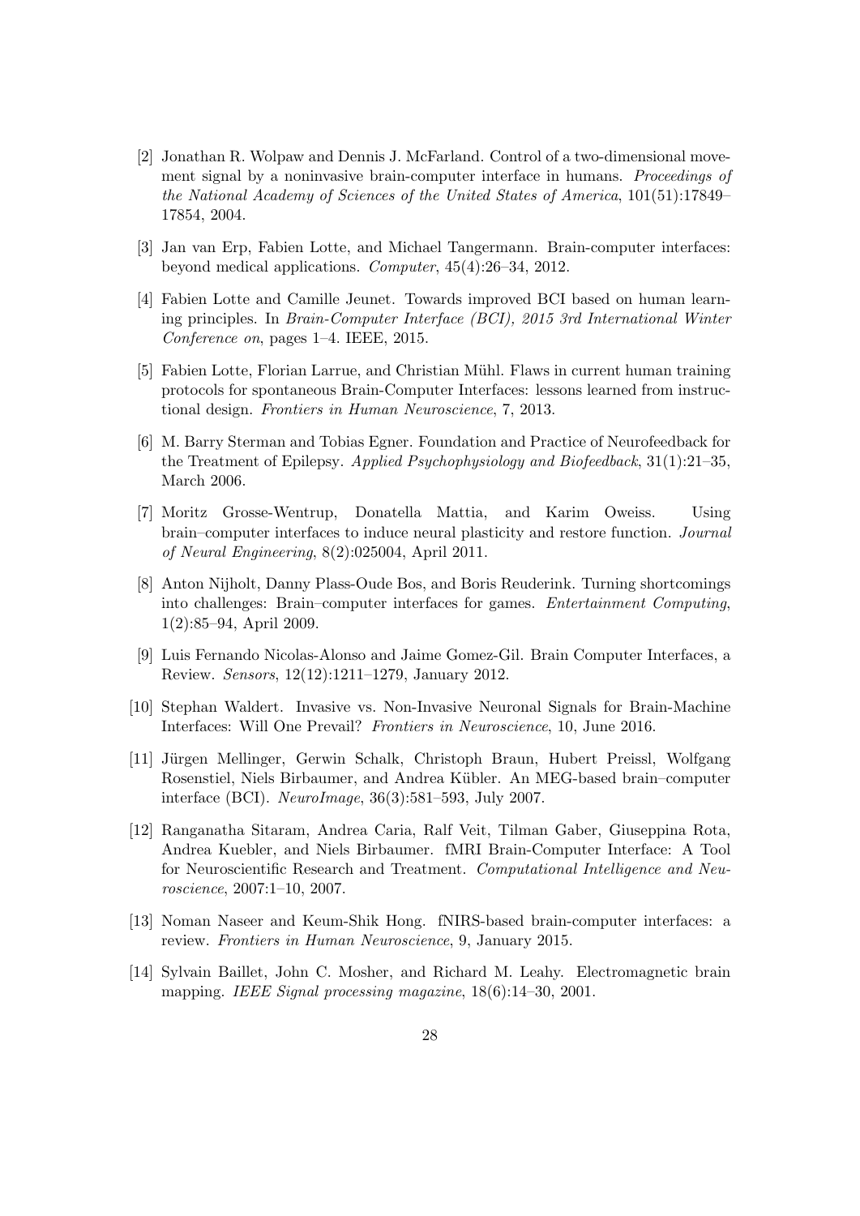[2] Jonathan R. Wolpaw and Dennis J. McFarland. Control of a two-dimensional movement signal by a noninvasive brain-computer interface in humans. *Proceedings of the National Academy of Sciences of the United States of America*, 101(51):17849–17854, 2004.

[3] Jan van Erp, Fabien Lotte, and Michael Tangermann. Brain-computer interfaces: beyond medical applications. *Computer*, 45(4):26–34, 2012.

[4] Fabien Lotte and Camille Jeunet. Towards improved BCI based on human learning principles. In *Brain-Computer Interface (BCI), 2015 3rd International Winter Conference on*, pages 1–4. IEEE, 2015.

[5] Fabien Lotte, Florian Larrue, and Christian Mühl. Flaws in current human training protocols for spontaneous Brain-Computer Interfaces: lessons learned from instructional design. *Frontiers in Human Neuroscience*, 7, 2013.

[6] M. Barry Sterman and Tobias Egner. Foundation and Practice of Neurofeedback for the Treatment of Epilepsy. *Applied Psychophysiology and Biofeedback*, 31(1):21–35, March 2006.

[7] Moritz Grosse-Wentrup, Donatella Mattia, and Karim Oweiss. Using brain–computer interfaces to induce neural plasticity and restore function. *Journal of Neural Engineering*, 8(2):025004, April 2011.

[8] Anton Nijholt, Danny Plass-Oude Bos, and Boris Reuderink. Turning shortcomings into challenges: Brain–computer interfaces for games. *Entertainment Computing*, 1(2):85–94, April 2009.

[9] Luis Fernando Nicolas-Alonso and Jaime Gomez-Gil. Brain Computer Interfaces, a Review. *Sensors*, 12(12):1211–1279, January 2012.

[10] Stephan Waldert. Invasive vs. Non-Invasive Neuronal Signals for Brain-Machine Interfaces: Will One Prevail? *Frontiers in Neuroscience*, 10, June 2016.

[11] Jürgen Mellinger, Gerwin Schalk, Christoph Braun, Hubert Preissl, Wolfgang Rosenstiel, Niels Birbaumer, and Andrea Kübler. An MEG-based brain–computer interface (BCI). *NeuroImage*, 36(3):581–593, July 2007.

[12] Ranganatha Sitaram, Andrea Caria, Ralf Veit, Tilman Gaber, Giuseppina Rota, Andrea Kuebler, and Niels Birbaumer. fMRI Brain-Computer Interface: A Tool for Neuroscientific Research and Treatment. *Computational Intelligence and Neuroscience*, 2007:1–10, 2007.

[13] Noman Naseer and Keum-Shik Hong. fNIRS-based brain-computer interfaces: a review. *Frontiers in Human Neuroscience*, 9, January 2015.

[14] Sylvain Baillet, John C. Mosher, and Richard M. Leahy. Electromagnetic brain mapping. *IEEE Signal processing magazine*, 18(6):14–30, 2001.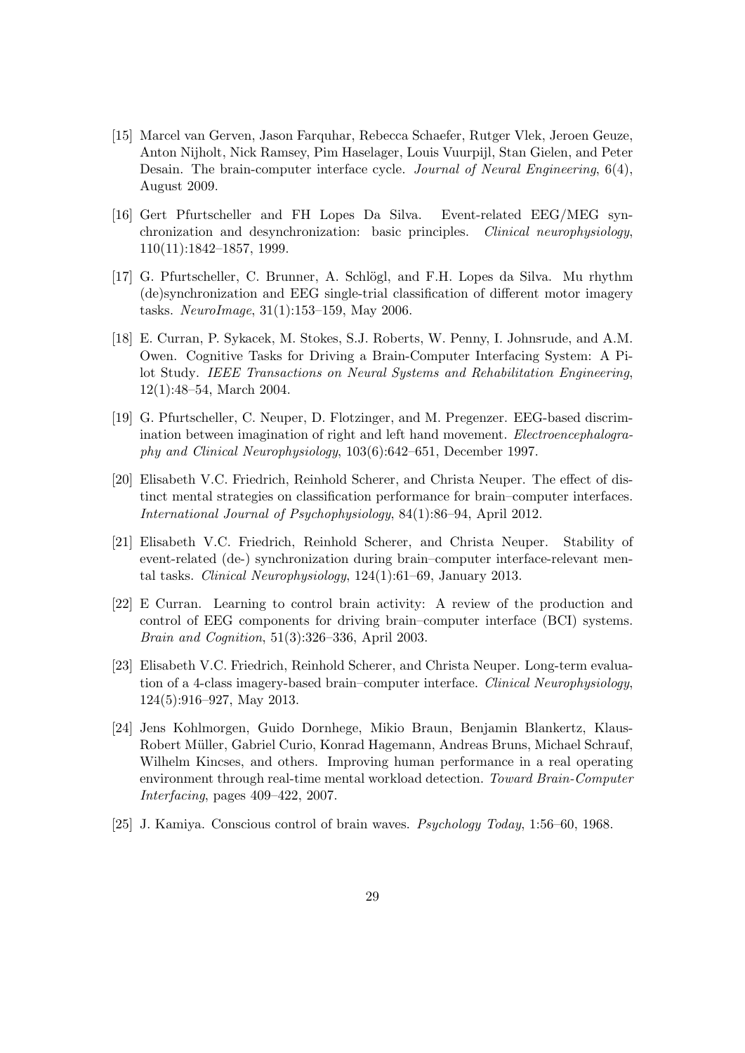[15] Marcel van Gerven, Jason Farquhar, Rebecca Schaefer, Rutger Vlek, Jeroen Geuze, Anton Nijholt, Nick Ramsey, Pim Haselager, Louis Vuurpijl, Stan Gielen, and Peter Desain. The brain-computer interface cycle. *Journal of Neural Engineering*, 6(4), August 2009.

[16] Gert Pfurtscheller and FH Lopes Da Silva. Event-related EEG/MEG synchronization and desynchronization: basic principles. *Clinical neurophysiology*, 110(11):1842–1857, 1999.

[17] G. Pfurtscheller, C. Brunner, A. Schlögl, and F.H. Lopes da Silva. Mu rhythm (de)synchronization and EEG single-trial classification of different motor imagery tasks. *NeuroImage*, 31(1):153–159, May 2006.

[18] E. Curran, P. Sykacek, M. Stokes, S.J. Roberts, W. Penny, I. Johnsrude, and A.M. Owen. Cognitive Tasks for Driving a Brain-Computer Interfacing System: A Pilot Study. *IEEE Transactions on Neural Systems and Rehabilitation Engineering*, 12(1):48–54, March 2004.

[19] G. Pfurtscheller, C. Neuper, D. Flotzinger, and M. Pregenzer. EEG-based discrimination between imagination of right and left hand movement. *Electroencephalography and Clinical Neurophysiology*, 103(6):642–651, December 1997.

[20] Elisabeth V.C. Friedrich, Reinhold Scherer, and Christa Neuper. The effect of distinct mental strategies on classification performance for brain–computer interfaces. *International Journal of Psychophysiology*, 84(1):86–94, April 2012.

[21] Elisabeth V.C. Friedrich, Reinhold Scherer, and Christa Neuper. Stability of event-related (de-) synchronization during brain–computer interface-relevant mental tasks. *Clinical Neurophysiology*, 124(1):61–69, January 2013.

[22] E Curran. Learning to control brain activity: A review of the production and control of EEG components for driving brain–computer interface (BCI) systems. *Brain and Cognition*, 51(3):326–336, April 2003.

[23] Elisabeth V.C. Friedrich, Reinhold Scherer, and Christa Neuper. Long-term evaluation of a 4-class imagery-based brain–computer interface. *Clinical Neurophysiology*, 124(5):916–927, May 2013.

[24] Jens Kohlmorgen, Guido Dornhege, Mikio Braun, Benjamin Blankertz, Klaus-Robert Müller, Gabriel Curio, Konrad Hagemann, Andreas Bruns, Michael Schrauf, Wilhelm Kincses, and others. Improving human performance in a real operating environment through real-time mental workload detection. *Toward Brain-Computer Interfacing*, pages 409–422, 2007.

[25] J. Kamiya. Conscious control of brain waves. *Psychology Today*, 1:56–60, 1968.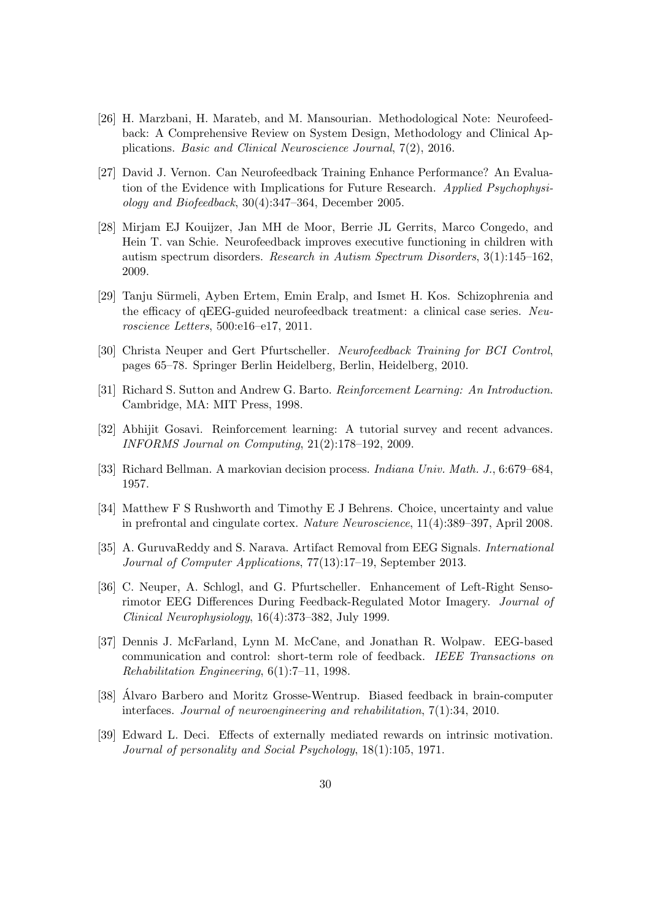[26] H. Marzbani, H. Marateb, and M. Mansourian. Methodological Note: Neurofeedback: A Comprehensive Review on System Design, Methodology and Clinical Applications. *Basic and Clinical Neuroscience Journal*, 7(2), 2016.

[27] David J. Vernon. Can Neurofeedback Training Enhance Performance? An Evaluation of the Evidence with Implications for Future Research. *Applied Psychophysiology and Biofeedback*, 30(4):347–364, December 2005.

[28] Mirjam EJ Kouijzer, Jan MH de Moor, Berrie JL Gerrits, Marco Congedo, and Hein T. van Schie. Neurofeedback improves executive functioning in children with autism spectrum disorders. *Research in Autism Spectrum Disorders*, 3(1):145–162, 2009.

[29] Tanju Sürmeli, Ayben Ertem, Emin Eralp, and Ismet H. Kos. Schizophrenia and the efficacy of qEEG-guided neurofeedback treatment: a clinical case series. *Neuroscience Letters*, 500:e16–e17, 2011.

[30] Christa Neuper and Gert Pfurtscheller. *Neurofeedback Training for BCI Control*, pages 65–78. Springer Berlin Heidelberg, Berlin, Heidelberg, 2010.

[31] Richard S. Sutton and Andrew G. Barto. *Reinforcement Learning: An Introduction*. Cambridge, MA: MIT Press, 1998.

[32] Abhijit Gosavi. Reinforcement learning: A tutorial survey and recent advances. *INFORMS Journal on Computing*, 21(2):178–192, 2009.

[33] Richard Bellman. A markovian decision process. *Indiana Univ. Math. J.*, 6:679–684, 1957.

[34] Matthew F S Rushworth and Timothy E J Behrens. Choice, uncertainty and value in prefrontal and cingulate cortex. *Nature Neuroscience*, 11(4):389–397, April 2008.

[35] A. GuruvaReddy and S. Narava. Artifact Removal from EEG Signals. *International Journal of Computer Applications*, 77(13):17–19, September 2013.

[36] C. Neuper, A. Schlogl, and G. Pfurtscheller. Enhancement of Left-Right Sensorimotor EEG Differences During Feedback-Regulated Motor Imagery. *Journal of Clinical Neurophysiology*, 16(4):373–382, July 1999.

[37] Dennis J. McFarland, Lynn M. McCane, and Jonathan R. Wolpaw. EEG-based communication and control: short-term role of feedback. *IEEE Transactions on Rehabilitation Engineering*, 6(1):7–11, 1998.

[38] Álvaro Barbero and Moritz Grosse-Wentrup. Biased feedback in brain-computer interfaces. *Journal of neuroengineering and rehabilitation*, 7(1):34, 2010.

[39] Edward L. Deci. Effects of externally mediated rewards on intrinsic motivation. *Journal of personality and Social Psychology*, 18(1):105, 1971.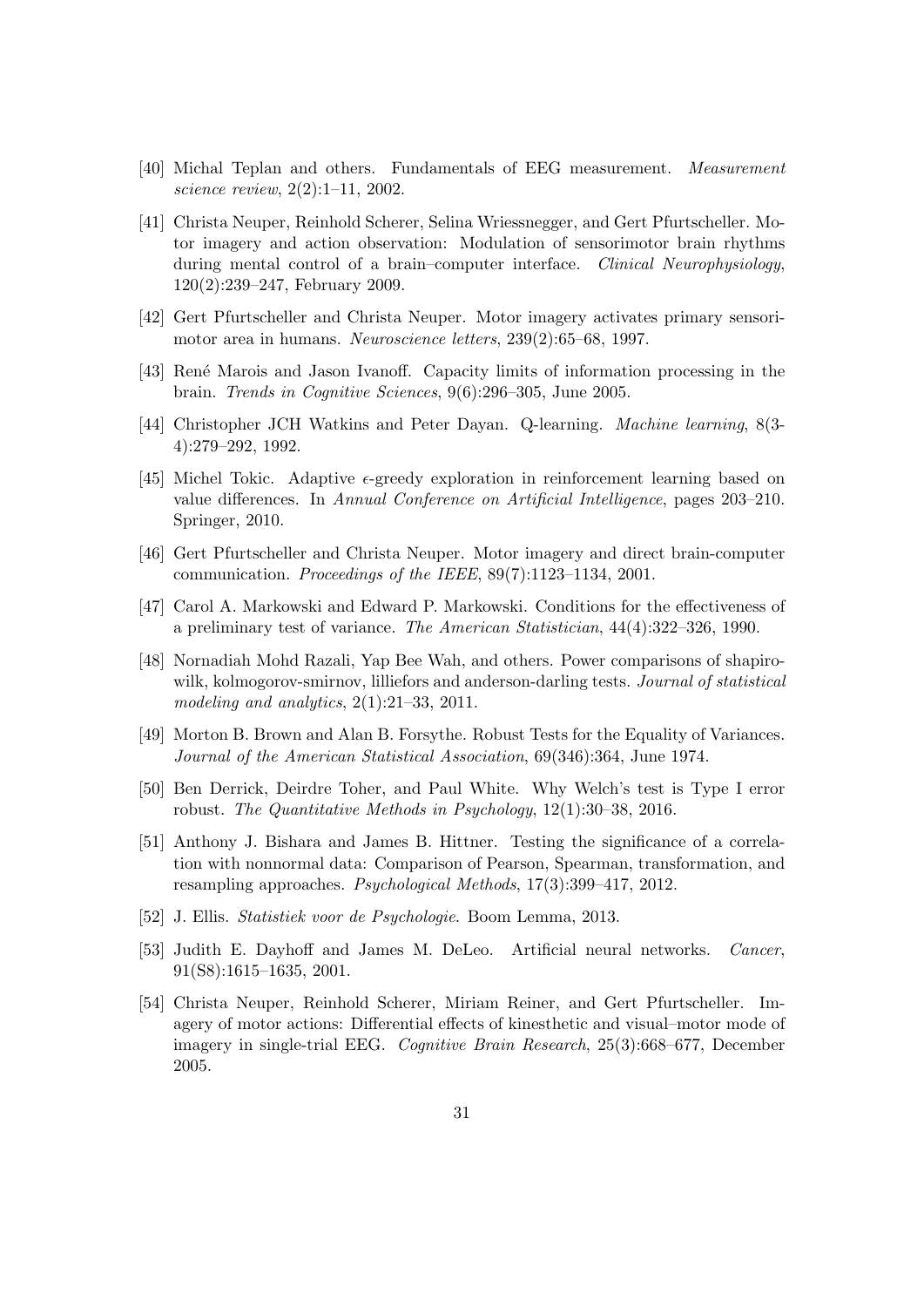[40] Michal Teplan and others. Fundamentals of EEG measurement. *Measurement science review*, 2(2):1–11, 2002.

[41] Christa Neuper, Reinhold Scherer, Selina Wriessnegger, and Gert Pfurtscheller. Motor imagery and action observation: Modulation of sensorimotor brain rhythms during mental control of a brain–computer interface. *Clinical Neurophysiology*, 120(2):239–247, February 2009.

[42] Gert Pfurtscheller and Christa Neuper. Motor imagery activates primary sensorimotor area in humans. *Neuroscience letters*, 239(2):65–68, 1997.

[43] René Marois and Jason Ivanoff. Capacity limits of information processing in the brain. *Trends in Cognitive Sciences*, 9(6):296–305, June 2005.

[44] Christopher JCH Watkins and Peter Dayan. Q-learning. *Machine learning*, 8(3-4):279–292, 1992.

[45] Michel Tokic. Adaptive $\epsilon$-greedy exploration in reinforcement learning based on value differences. In *Annual Conference on Artificial Intelligence*, pages 203–210. Springer, 2010.

[46] Gert Pfurtscheller and Christa Neuper. Motor imagery and direct brain-computer communication. *Proceedings of the IEEE*, 89(7):1123–1134, 2001.

[47] Carol A. Markowski and Edward P. Markowski. Conditions for the effectiveness of a preliminary test of variance. *The American Statistician*, 44(4):322–326, 1990.

[48] Nornadiah Mohd Razali, Yap Bee Wah, and others. Power comparisons of shapiro-wilk, kolmogorov-smirnov, lilliefors and anderson-darling tests. *Journal of statistical modeling and analytics*, 2(1):21–33, 2011.

[49] Morton B. Brown and Alan B. Forsythe. Robust Tests for the Equality of Variances. *Journal of the American Statistical Association*, 69(346):364, June 1974.

[50] Ben Derrick, Deirdre Toher, and Paul White. Why Welch's test is Type I error robust. *The Quantitative Methods in Psychology*, 12(1):30–38, 2016.

[51] Anthony J. Bishara and James B. Hittner. Testing the significance of a correlation with nonnormal data: Comparison of Pearson, Spearman, transformation, and resampling approaches. *Psychological Methods*, 17(3):399–417, 2012.

[52] J. Ellis. *Statistiek voor de Psychologie*. Boom Lemma, 2013.

[53] Judith E. Dayhoff and James M. DeLeo. Artificial neural networks. *Cancer*, 91(S8):1615–1635, 2001.

[54] Christa Neuper, Reinhold Scherer, Miriam Reiner, and Gert Pfurtscheller. Imagery of motor actions: Differential effects of kinesthetic and visual–motor mode of imagery in single-trial EEG. *Cognitive Brain Research*, 25(3):668–677, December 2005.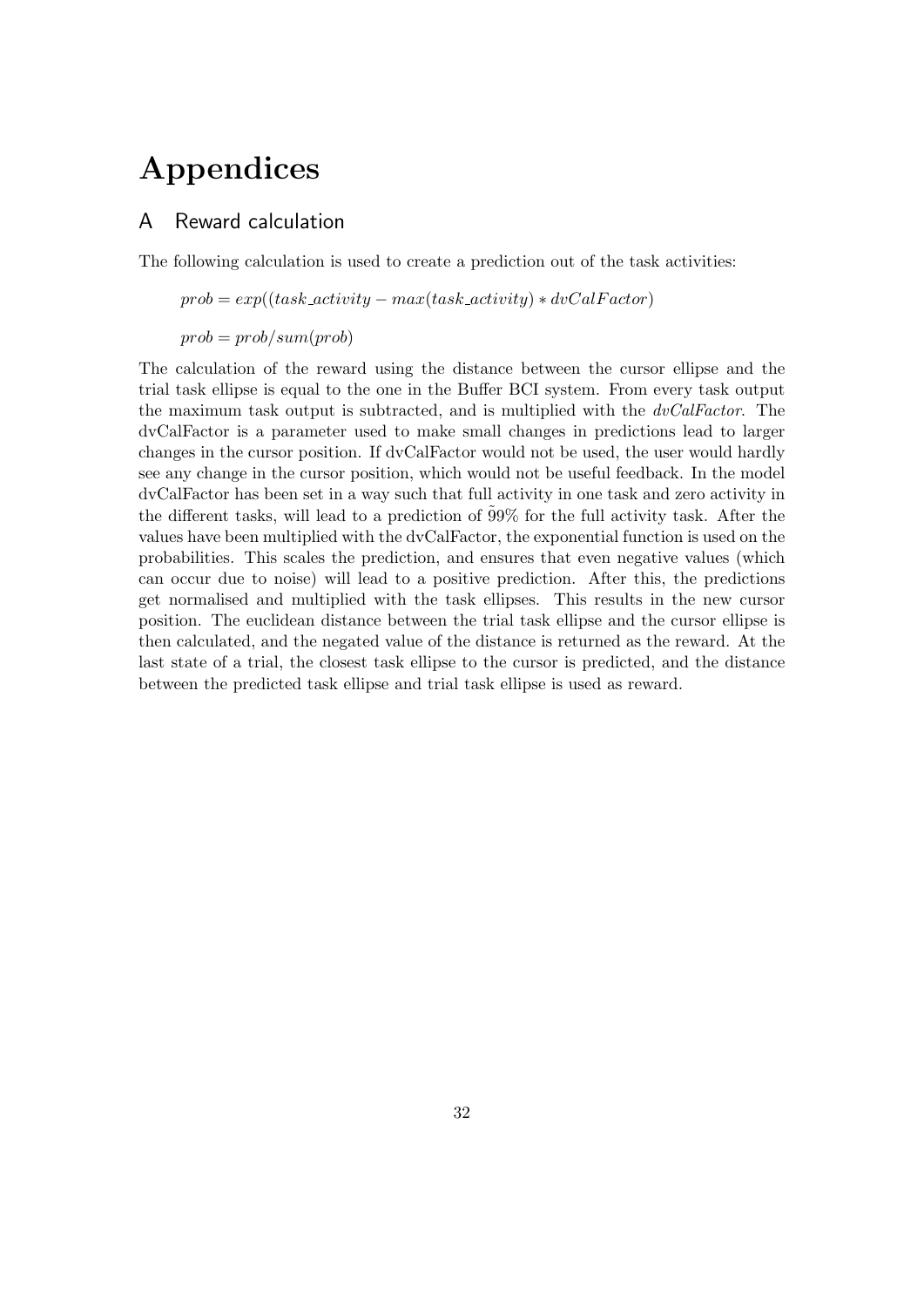# Appendices

## A Reward calculation

The following calculation is used to create a prediction out of the task activities:

$$prob = exp((task\_activity - max(task\_activity) * dvCalFactor)$$

$$prob = prob/sum(prob)$$

The calculation of the reward using the distance between the cursor ellipse and the trial task ellipse is equal to the one in the Buffer BCI system. From every task output the maximum task output is subtracted, and is multiplied with the *dvCalFactor*. The dvCalFactor is a parameter used to make small changes in predictions lead to larger changes in the cursor position. If dvCalFactor would not be used, the user would hardly see any change in the cursor position, which would not be useful feedback. In the model dvCalFactor has been set in a way such that full activity in one task and zero activity in the different tasks, will lead to a prediction of $\tilde{9}9\%$ for the full activity task. After the values have been multiplied with the dvCalFactor, the exponential function is used on the probabilities. This scales the prediction, and ensures that even negative values (which can occur due to noise) will lead to a positive prediction. After this, the predictions get normalised and multiplied with the task ellipses. This results in the new cursor position. The euclidean distance between the trial task ellipse and the cursor ellipse is then calculated, and the negated value of the distance is returned as the reward. At the last state of a trial, the closest task ellipse to the cursor is predicted, and the distance between the predicted task ellipse and trial task ellipse is used as reward.